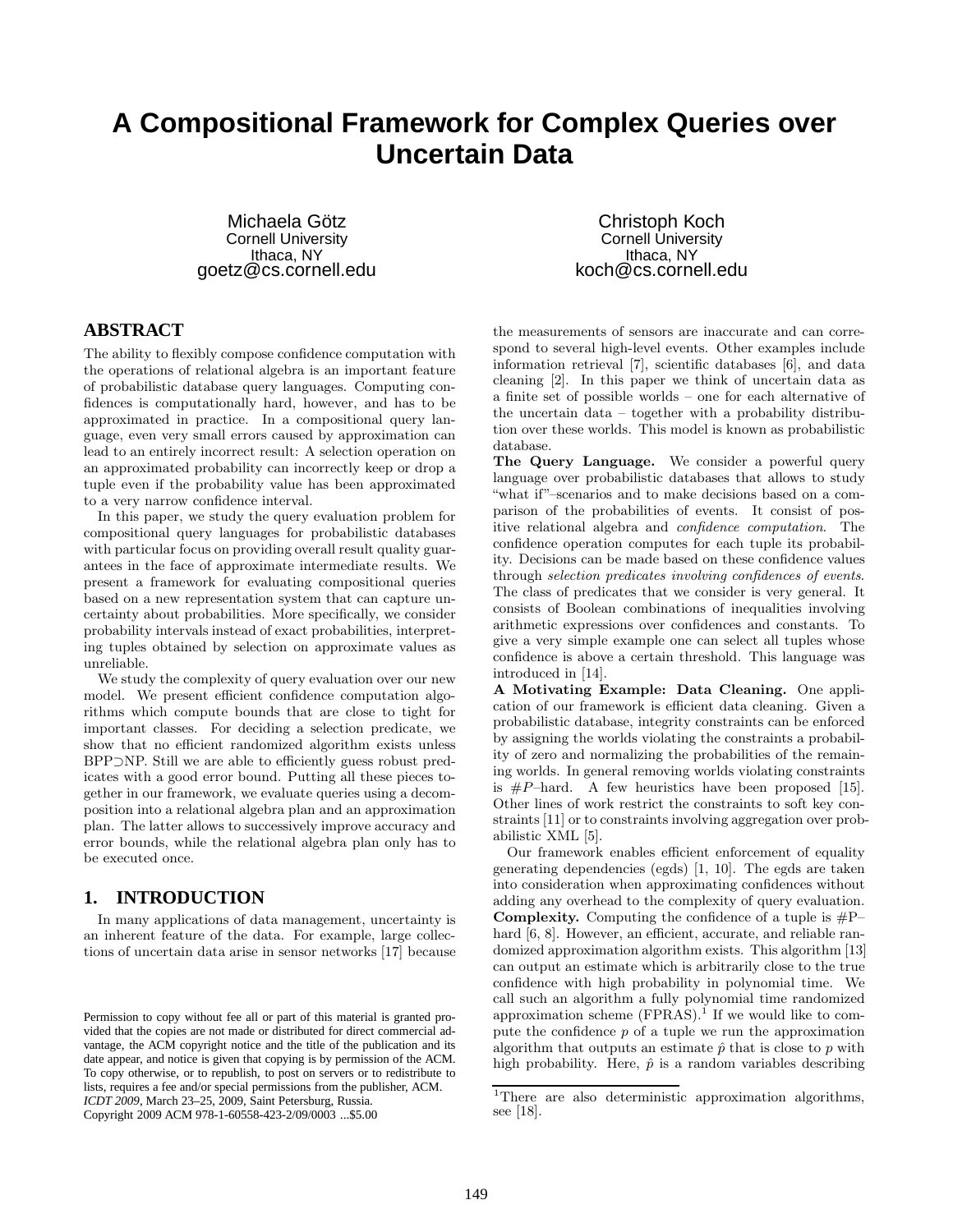# A Compositional Framework for Complex Queries over Uncertain Data

Michaela Götz
Cornell University
Ithaca, NY
goetz@cs.cornell.edu

Christoph Koch
Cornell University
Ithaca, NY
koch@cs.cornell.edu

## ABSTRACT

The ability to flexibly compose confidence computation with the operations of relational algebra is an important feature of probabilistic database query languages. Computing confidences is computationally hard, however, and has to be approximated in practice. In a compositional query language, even very small errors caused by approximation can lead to an entirely incorrect result: A selection operation on an approximated probability can incorrectly keep or drop a tuple even if the probability value has been approximated to a very narrow confidence interval.

In this paper, we study the query evaluation problem for compositional query languages for probabilistic databases with particular focus on providing overall result quality guarantees in the face of approximate intermediate results. We present a framework for evaluating compositional queries based on a new representation system that can capture uncertainty about probabilities. More specifically, we consider probability intervals instead of exact probabilities, interpreting tuples obtained by selection on approximate values as unreliable.

We study the complexity of query evaluation over our new model. We present efficient confidence computation algorithms which compute bounds that are close to tight for important classes. For deciding a selection predicate, we show that no efficient randomized algorithm exists unless BPP⊃NP. Still we are able to efficiently guess robust predicates with a good error bound. Putting all these pieces together in our framework, we evaluate queries using a decomposition into a relational algebra plan and an approximation plan. The latter allows to successively improve accuracy and error bounds, while the relational algebra plan only has to be executed once.

## 1. INTRODUCTION

In many applications of data management, uncertainty is an inherent feature of the data. For example, large collections of uncertain data arise in sensor networks [17] because the measurements of sensors are inaccurate and can correspond to several high-level events. Other examples include information retrieval [7], scientific databases [6], and data cleaning [2]. In this paper we think of uncertain data as a finite set of possible worlds – one for each alternative of the uncertain data – together with a probability distribution over these worlds. This model is known as probabilistic database.

**The Query Language.** We consider a powerful query language over probabilistic databases that allows to study "what if"–scenarios and to make decisions based on a comparison of the probabilities of events. It consist of positive relational algebra and *confidence computation*. The confidence operation computes for each tuple its probability. Decisions can be made based on these confidence values through *selection predicates involving confidences of events*. The class of predicates that we consider is very general. It consists of Boolean combinations of inequalities involving arithmetic expressions over confidences and constants. To give a very simple example one can select all tuples whose confidence is above a certain threshold. This language was introduced in [14].

**A Motivating Example: Data Cleaning.** One application of our framework is efficient data cleaning. Given a probabilistic database, integrity constraints can be enforced by assigning the worlds violating the constraints a probability of zero and normalizing the probabilities of the remaining worlds. In general removing worlds violating constraints is $\#P$–hard. A few heuristics have been proposed [15]. Other lines of work restrict the constraints to soft key constraints [11] or to constraints involving aggregation over probabilistic XML [5].

Our framework enables efficient enforcement of equality generating dependencies (egds) [1, 10]. The egds are taken into consideration when approximating confidences without adding any overhead to the complexity of query evaluation.

**Complexity.** Computing the confidence of a tuple is #P–hard [6, 8]. However, an efficient, accurate, and reliable randomized approximation algorithm exists. This algorithm [13] can output an estimate which is arbitrarily close to the true confidence with high probability in polynomial time. We call such an algorithm a fully polynomial time randomized approximation scheme (FPRAS).[1] If we would like to compute the confidence $p$ of a tuple we run the approximation algorithm that outputs an estimate $\hat{p}$ that is close to $p$ with high probability. Here, $\hat{p}$ is a random variables describing

[1] There are also deterministic approximation algorithms, see [18].

Permission to copy without fee all or part of this material is granted provided that the copies are not made or distributed for direct commercial advantage, the ACM copyright notice and the title of the publication and its date appear, and notice is given that copying is by permission of the ACM. To copy otherwise, or to republish, to post on servers or to redistribute to lists, requires a fee and/or special permissions from the publisher, ACM.
*ICDT 2009*, March 23–25, 2009, Saint Petersburg, Russia.
Copyright 2009 ACM 978-1-60558-423-2/09/0003 ...$5.00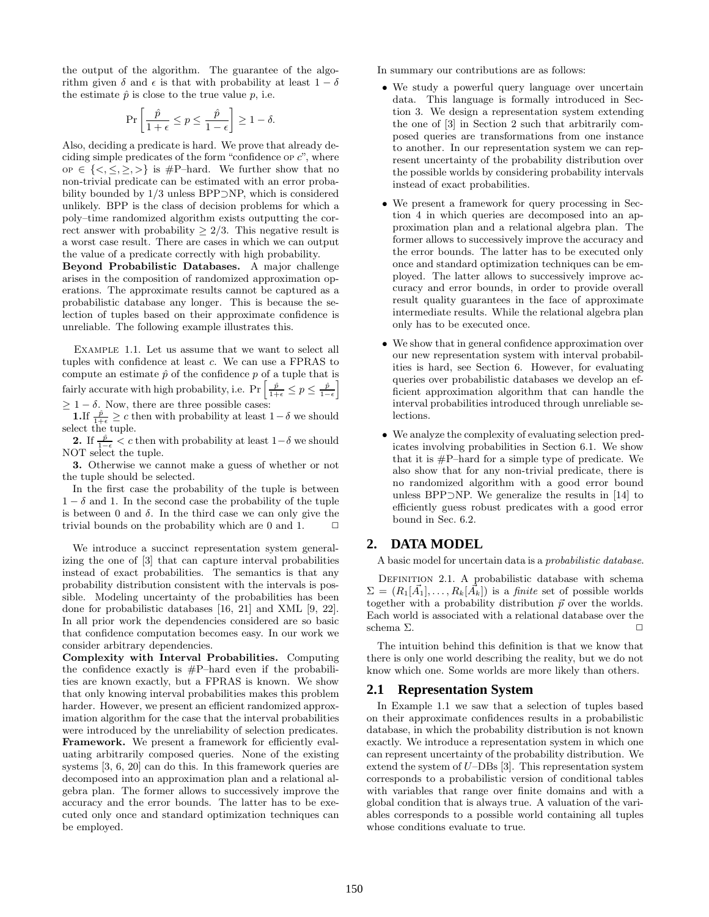the output of the algorithm. The guarantee of the algorithm given $\delta$ and $\epsilon$ is that with probability at least $1-\delta$ the estimate $\hat{p}$ is close to the true value $p$, i.e.

$$\Pr\left[\frac{\hat{p}}{1+\epsilon} \leq p \leq \frac{\hat{p}}{1-\epsilon}\right] \geq 1-\delta.$$

Also, deciding a predicate is hard. We prove that already deciding simple predicates of the form "confidence OP $c$", where OP $\in \{<, \leq, \geq, >\}$ is #P–hard. We further show that no non-trivial predicate can be estimated with an error probability bounded by 1/3 unless BPP⊃NP, which is considered unlikely. BPP is the class of decision problems for which a poly–time randomized algorithm exists outputting the correct answer with probability $\geq 2/3$. This negative result is a worst case result. There are cases in which we can output the value of a predicate correctly with high probability.

**Beyond Probabilistic Databases.** A major challenge arises in the composition of randomized approximation operations. The approximate results cannot be captured as a probabilistic database any longer. This is because the selection of tuples based on their approximate confidence is unreliable. The following example illustrates this.

Example 1.1. Let us assume that we want to select all tuples with confidence at least $c$. We can use a FPRAS to compute an estimate $\hat{p}$ of the confidence $p$ of a tuple that is fairly accurate with high probability, i.e. $\Pr\left[\frac{\hat{p}}{1+\epsilon} \leq p \leq \frac{\hat{p}}{1-\epsilon}\right] \geq 1-\delta$. Now, there are three possible cases:

**1.** If $\frac{\hat{p}}{1+\epsilon} \geq c$ then with probability at least $1-\delta$ we should select the tuple.

**2.** If $\frac{\hat{p}}{1-\epsilon} < c$ then with probability at least $1-\delta$ we should NOT select the tuple.

**3.** Otherwise we cannot make a guess of whether or not the tuple should be selected.

In the first case the probability of the tuple is between $1-\delta$ and 1. In the second case the probability of the tuple is between 0 and $\delta$. In the third case we can only give the trivial bounds on the probability which are 0 and 1. □

We introduce a succinct representation system generalizing the one of [3] that can capture interval probabilities instead of exact probabilities. The semantics is that any probability distribution consistent with the intervals is possible. Modeling uncertainty of the probabilities has been done for probabilistic databases [16, 21] and XML [9, 22]. In all prior work the dependencies considered are so basic that confidence computation becomes easy. In our work we consider arbitrary dependencies.

**Complexity with Interval Probabilities.** Computing the confidence exactly is #P–hard even if the probabilities are known exactly, but a FPRAS is known. We show that only knowing interval probabilities makes this problem harder. However, we present an efficient randomized approximation algorithm for the case that the interval probabilities were introduced by the unreliability of selection predicates.

**Framework.** We present a framework for efficiently evaluating arbitrarily composed queries. None of the existing systems [3, 6, 20] can do this. In this framework queries are decomposed into an approximation plan and a relational algebra plan. The former allows to successively improve the accuracy and the error bounds. The latter has to be executed only once and standard optimization techniques can be employed.

In summary our contributions are as follows:

- We study a powerful query language over uncertain data. This language is formally introduced in Section 3. We design a representation system extending the one of [3] in Section 2 such that arbitrarily composed queries are transformations from one instance to another. In our representation system we can represent uncertainty of the probability distribution over the possible worlds by considering probability intervals instead of exact probabilities.
- We present a framework for query processing in Section 4 in which queries are decomposed into an approximation plan and a relational algebra plan. The former allows to successively improve the accuracy and the error bounds. The latter has to be executed only once and standard optimization techniques can be employed. The latter allows to successively improve accuracy and error bounds, in order to provide overall result quality guarantees in the face of approximate intermediate results. While the relational algebra plan only has to be executed once.
- We show that in general confidence approximation over our new representation system with interval probabilities is hard, see Section 6. However, for evaluating queries over probabilistic databases we develop an efficient approximation algorithm that can handle the interval probabilities introduced through unreliable selections.
- We analyze the complexity of evaluating selection predicates involving probabilities in Section 6.1. We show that it is #P–hard for a simple type of predicate. We also show that for any non-trivial predicate, there is no randomized algorithm with a good error bound unless BPP⊃NP. We generalize the results in [14] to efficiently guess robust predicates with a good error bound in Sec. 6.2.

## 2. DATA MODEL

A basic model for uncertain data is a *probabilistic database*.

Definition 2.1. A probabilistic database with schema $\Sigma = (R_1[\vec{A_1}], \ldots, R_k[\vec{A_k}])$ is a *finite* set of possible worlds together with a probability distribution $\vec{p}$ over the worlds. Each world is associated with a relational database over the schema $\Sigma$. □

The intuition behind this definition is that we know that there is only one world describing the reality, but we do not know which one. Some worlds are more likely than others.

### 2.1 Representation System

In Example 1.1 we saw that a selection of tuples based on their approximate confidences results in a probabilistic database, in which the probability distribution is not known exactly. We introduce a representation system in which one can represent uncertainty of the probability distribution. We extend the system of $U$–DBs [3]. This representation system corresponds to a probabilistic version of conditional tables with variables that range over finite domains and with a global condition that is always true. A valuation of the variables corresponds to a possible world containing all tuples whose conditions evaluate to true.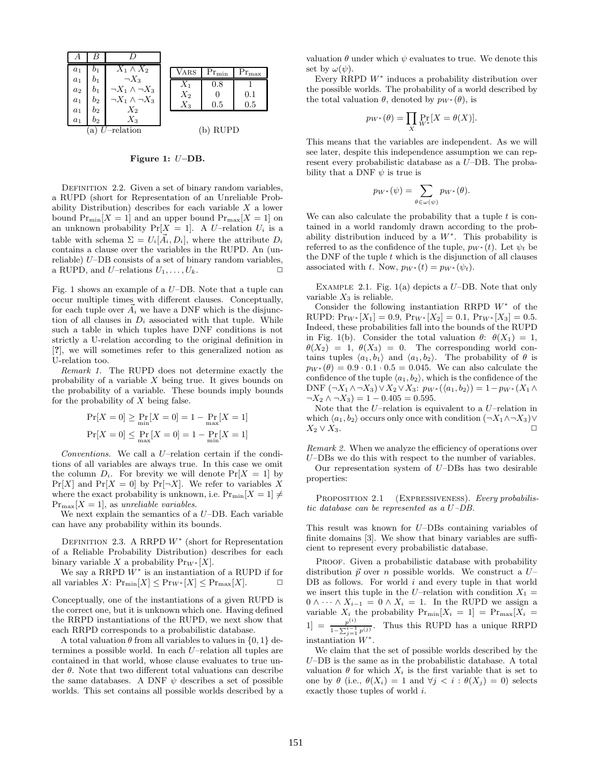| $A$ | $B$ | $D$ |
|---|---|---|
| $a_1$ | $b_1$ | $X_1 \wedge X_2$ |
| $a_1$ | $b_1$ | $\neg X_3$ |
| $a_2$ | $b_1$ | $\neg X_1 \wedge \neg X_3$ |
| $a_1$ | $b_2$ | $\neg X_1 \wedge \neg X_3$ |
| $a_1$ | $b_2$ | $X_2$ |
| $a_1$ | $b_2$ | $X_3$ |

(a) $U$–relation

| Vars | $\Pr_{\min}$ | $\Pr_{\max}$ |
|---|---|---|
| $X_1$ | 0.8 | 1 |
| $X_2$ | 0 | 0.1 |
| $X_3$ | 0.5 | 0.5 |

(b) RUPD

**Figure 1: $U$–DB.**

Definition 2.2. Given a set of binary random variables, a RUPD (short for Representation of an Unreliable Probability Distribution) describes for each variable $X$ a lower bound $\Pr_{\min}[X = 1]$ and an upper bound $\Pr_{\max}[X = 1]$ on an unknown probability $\Pr[X = 1]$. A $U$–relation $U_i$ is a table with schema $\Sigma = U_i[\vec{A}_i, D_i]$, where the attribute $D_i$ contains a clause over the variables in the RUPD. An (unreliable) $U$–DB consists of a set of binary random variables, a RUPD, and $U$–relations $U_1, \ldots, U_k$. □

Fig. 1 shows an example of a $U$–DB. Note that a tuple can occur multiple times with different clauses. Conceptually, for each tuple over $\vec{A}_i$ we have a DNF which is the disjunction of all clauses in $D_i$ associated with that tuple. While such a table in which tuples have DNF conditions is not strictly a U-relation according to the original definition in [?], we will sometimes refer to this generalized notion as U-relation too.

*Remark 1.* The RUPD does not determine exactly the probability of a variable $X$ being true. It gives bounds on the probability of a variable. These bounds imply bounds for the probability of $X$ being false.

$$\Pr[X = 0] \geq \Pr_{\min}[X = 0] = 1 - \Pr_{\max}[X = 1]$$
$$\Pr[X = 0] \leq \Pr_{\max}[X = 0] = 1 - \Pr_{\min}[X = 1]$$

*Conventions.* We call a $U$–relation certain if the conditions of all variables are always true. In this case we omit the column $D_i$. For brevity we will denote $\Pr[X = 1]$ by $\Pr[X]$ and $\Pr[X = 0]$ by $\Pr[\neg X]$. We refer to variables $X$ where the exact probability is unknown, i.e. $\Pr_{\min}[X = 1] \neq \Pr_{\max}[X = 1]$, as *unreliable variables*.

We next explain the semantics of a $U$–DB. Each variable can have any probability within its bounds.

Definition 2.3. A RRPD $W^*$ (short for Representation of a Reliable Probability Distribution) describes for each binary variable $X$ a probability $\Pr_{W^*}[X]$.

We say a RRPD $W^*$ is an instantiation of a RUPD if for all variables $X$: $\Pr_{\min}[X] \leq \Pr_{W^*}[X] \leq \Pr_{\max}[X]$. □

Conceptually, one of the instantiations of a given RUPD is the correct one, but it is unknown which one. Having defined the RRPD instantiations of the RUPD, we next show that each RRPD corresponds to a probabilistic database.

A total valuation $\theta$ from all variables to values in $\{0, 1\}$ determines a possible world. In each $U$–relation all tuples are contained in that world, whose clause evaluates to true under $\theta$. Note that two different total valuations can describe the same databases. A DNF $\psi$ describes a set of possible worlds. This set contains all possible worlds described by a valuation $\theta$ under which $\psi$ evaluates to true. We denote this set by $\omega(\psi)$.

Every RRPD $W^*$ induces a probability distribution over the possible worlds. The probability of a world described by the total valuation $\theta$, denoted by $p_{W^*}(\theta)$, is

$$p_{W^*}(\theta) = \prod_X \Pr_{W^*}[X = \theta(X)].$$

This means that the variables are independent. As we will see later, despite this independence assumption we can represent every probabilistic database as a $U$–DB. The probability that a DNF $\psi$ is true is

$$p_{W^*}(\psi) = \sum_{\theta \in \omega(\psi)} p_{W^*}(\theta).$$

We can also calculate the probability that a tuple $t$ is contained in a world randomly drawn according to the probability distribution induced by a $W^*$. This probability is referred to as the confidence of the tuple, $p_{W^*}(t)$. Let $\psi_t$ be the DNF of the tuple $t$ which is the disjunction of all clauses associated with $t$. Now, $p_{W^*}(t) = p_{W^*}(\psi_t)$.

Example 2.1. Fig. 1(a) depicts a $U$–DB. Note that only variable $X_3$ is reliable.

Consider the following instantiation RRPD $W^*$ of the RUPD: $\Pr_{W^*}[X_1] = 0.9$, $\Pr_{W^*}[X_2] = 0.1$, $\Pr_{W^*}[X_3] = 0.5$. Indeed, these probabilities fall into the bounds of the RUPD in Fig. 1(b). Consider the total valuation $\theta$: $\theta(X_1) = 1$, $\theta(X_2) = 1$, $\theta(X_3) = 0$. The corresponding world contains tuples $\langle a_1, b_1 \rangle$ and $\langle a_1, b_2 \rangle$. The probability of $\theta$ is $p_{W^*}(\theta) = 0.9 \cdot 0.1 \cdot 0.5 = 0.045$. We can also calculate the confidence of the tuple $\langle a_1, b_2 \rangle$, which is the confidence of the DNF $(\neg X_1 \wedge \neg X_3) \vee X_2 \vee X_3$: $p_{W^*}(\langle a_1, b_2 \rangle) = 1 - p_{W^*}(X_1 \wedge \neg X_2 \wedge \neg X_3) = 1 - 0.405 = 0.595$.

Note that the $U$–relation is equivalent to a $U$–relation in which $\langle a_1, b_2 \rangle$ occurs only once with condition $(\neg X_1 \wedge \neg X_3) \vee X_2 \vee X_3$. □

*Remark 2.* When we analyze the efficiency of operations over $U$–DBs we do this with respect to the number of variables.

Our representation system of $U$–DBs has two desirable properties:

Proposition 2.1 (Expressiveness). *Every probabilistic database can be represented as a $U$–DB.*

This result was known for $U$–DBs containing variables of finite domains [3]. We show that binary variables are sufficient to represent every probabilistic database.

Proof. Given a probabilistic database with probability distribution $\vec{p}$ over $n$ possible worlds. We construct a $U$–DB as follows. For world $i$ and every tuple in that world we insert this tuple in the $U$–relation with condition $X_1 = 0 \wedge \cdots \wedge X_{i-1} = 0 \wedge X_i = 1$. In the RUPD we assign a variable $X_i$ the probability $\Pr_{\min}[X_i = 1] = \Pr_{\max}[X_i = 1] = \frac{p^{(i)}}{1 - \sum_{j=1}^{i-1} p^{(j)}}$. Thus this RUPD has a unique RRPD instantiation $W^*$.

We claim that the set of possible worlds described by the $U$–DB is the same as in the probabilistic database. A total valuation $\theta$ for which $X_i$ is the first variable that is set to one by $\theta$ (i.e., $\theta(X_i) = 1$ and $\forall j < i : \theta(X_j) = 0$) selects exactly those tuples of world $i$.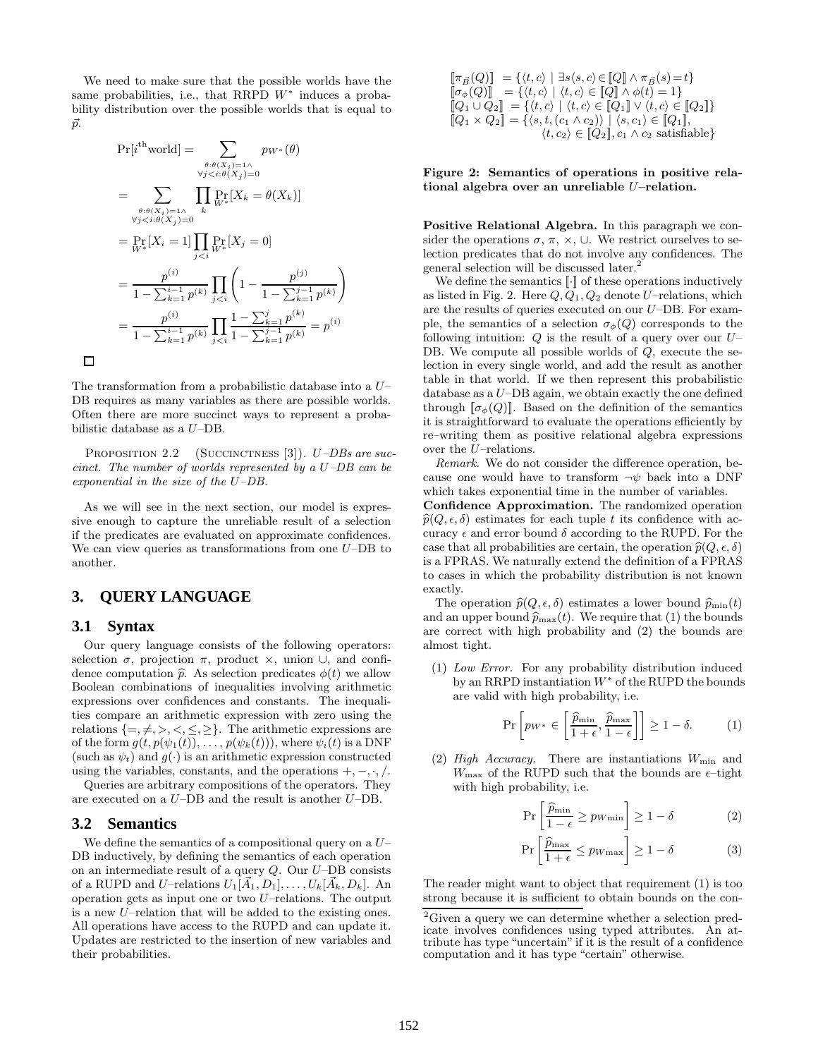We need to make sure that the possible worlds have the same probabilities, i.e., that RRPD $W^*$ induces a probability distribution over the possible worlds that is equal to $\vec{p}$.

$$
\begin{aligned}
\Pr[i^{\text{th}}\text{world}] &= \sum_{\substack{\theta:\theta(X_i)=1\wedge \\ \forall j<i:\theta(X_j)=0}} p_{W^*}(\theta) \\
&= \sum_{\substack{\theta:\theta(X_i)=1\wedge \\ \forall j<i:\theta(X_j)=0}} \prod_k \Pr_{W^*}[X_k = \theta(X_k)] \\
&= \Pr_{W^*}[X_i = 1] \prod_{j<i} \Pr_{W^*}[X_j = 0] \\
&= \frac{p^{(i)}}{1-\sum_{k=1}^{i-1} p^{(k)}} \prod_{j<i} \left(1 - \frac{p^{(j)}}{1-\sum_{k=1}^{j-1} p^{(k)}}\right) \\
&= \frac{p^{(i)}}{1-\sum_{k=1}^{i-1} p^{(k)}} \prod_{j<i} \frac{1-\sum_{k=1}^{j} p^{(k)}}{1-\sum_{k=1}^{j-1} p^{(k)}} = p^{(i)}
\end{aligned}
$$

□

The transformation from a probabilistic database into a $U$–DB requires as many variables as there are possible worlds. Often there are more succinct ways to represent a probabilistic database as a $U$–DB.

PROPOSITION 2.2 (SUCCINCTNESS [3]). *$U$–DBs are succinct. The number of worlds represented by a $U$–DB can be exponential in the size of the $U$–DB.*

As we will see in the next section, our model is expressive enough to capture the unreliable result of a selection if the predicates are evaluated on approximate confidences. We can view queries as transformations from one $U$–DB to another.

## 3. QUERY LANGUAGE

### 3.1 Syntax

Our query language consists of the following operators: selection $\sigma$, projection $\pi$, product $\times$, union $\cup$, and confidence computation $\widehat{p}$. As selection predicates $\phi(t)$ we allow Boolean combinations of inequalities involving arithmetic expressions over confidences and constants. The inequalities compare an arithmetic expression with zero using the relations $\{=, \neq, >, <, \leq, \geq\}$. The arithmetic expressions are of the form $g(t, p(\psi_1(t)), \ldots, p(\psi_k(t)))$, where $\psi_i(t)$ is a DNF (such as $\psi_t$) and $g(\cdot)$ is an arithmetic expression constructed using the variables, constants, and the operations $+, -, \cdot, /$.

Queries are arbitrary compositions of the operators. They are executed on a $U$–DB and the result is another $U$–DB.

### 3.2 Semantics

We define the semantics of a compositional query on a $U$–DB inductively, by defining the semantics of each operation on an intermediate result of a query $Q$. Our $U$–DB consists of a RUPD and $U$–relations $U_1[\vec{A}_1, D_1], \ldots, U_k[\vec{A}_k, D_k]$. An operation gets as input one or two $U$–relations. The output is a new $U$–relation that will be added to the existing ones. All operations have access to the RUPD and can update it. Updates are restricted to the insertion of new variables and their probabilities.

$$
\begin{aligned}
[\![\pi_{\vec{B}}(Q)]\!] &= \{\langle t, c\rangle \mid \exists s \langle s, c\rangle \in [\![Q]\!] \wedge \pi_{\vec{B}}(s) = t\} \\
[\![\sigma_\phi(Q)]\!] &= \{\langle t, c\rangle \mid \langle t, c\rangle \in [\![Q]\!] \wedge \phi(t) = 1\} \\
[\![Q_1 \cup Q_2]\!] &= \{\langle t, c\rangle \mid \langle t, c\rangle \in [\![Q_1]\!] \vee \langle t, c\rangle \in [\![Q_2]\!]\} \\
[\![Q_1 \times Q_2]\!] &= \{\langle s, t, (c_1 \wedge c_2)\rangle \mid \langle s, c_1\rangle \in [\![Q_1]\!], \\
&\qquad \langle t, c_2\rangle \in [\![Q_2]\!], c_1 \wedge c_2 \text{ satisfiable}\}
\end{aligned}
$$

**Figure 2: Semantics of operations in positive relational algebra over an unreliable $U$–relation.**

**Positive Relational Algebra.** In this paragraph we consider the operations $\sigma$, $\pi$, $\times$, $\cup$. We restrict ourselves to selection predicates that do not involve any confidences. The general selection will be discussed later.[2]

We define the semantics $[\![\cdot]\!]$ of these operations inductively as listed in Fig. 2. Here $Q, Q_1, Q_2$ denote $U$–relations, which are the results of queries executed on our $U$–DB. For example, the semantics of a selection $\sigma_\phi(Q)$ corresponds to the following intuition: $Q$ is the result of a query over our $U$–DB. We compute all possible worlds of $Q$, execute the selection in every single world, and add the result as another table in that world. If we then represent this probabilistic database as a $U$–DB again, we obtain exactly the one defined through $[\![\sigma_\phi(Q)]\!]$. Based on the definition of the semantics it is straightforward to evaluate the operations efficiently by re–writing them as positive relational algebra expressions over the $U$–relations.

*Remark.* We do not consider the difference operation, because one would have to transform $\neg\psi$ back into a DNF which takes exponential time in the number of variables.

**Confidence Approximation.** The randomized operation $\widehat{p}(Q, \epsilon, \delta)$ estimates for each tuple $t$ its confidence with accuracy $\epsilon$ and error bound $\delta$ according to the RUPD. For the case that all probabilities are certain, the operation $\widehat{p}(Q, \epsilon, \delta)$ is a FPRAS. We naturally extend the definition of a FPRAS to cases in which the probability distribution is not known exactly.

The operation $\widehat{p}(Q, \epsilon, \delta)$ estimates a lower bound $\widehat{p}_{\min}(t)$ and an upper bound $\widehat{p}_{\max}(t)$. We require that (1) the bounds are correct with high probability and (2) the bounds are almost tight.

(1) *Low Error.* For any probability distribution induced by an RRPD instantiation $W^*$ of the RUPD the bounds are valid with high probability, i.e.

$$\Pr\left[p_{W^*} \in \left[\frac{\widehat{p}_{\min}}{1+\epsilon}, \frac{\widehat{p}_{\max}}{1-\epsilon}\right]\right] \geq 1 - \delta. \tag{1}$$

(2) *High Accuracy.* There are instantiations $W_{\min}$ and $W_{\max}$ of the RUPD such that the bounds are $\epsilon$–tight with high probability, i.e.

$$\Pr\left[\frac{\widehat{p}_{\min}}{1-\epsilon} \geq p_{W_{\min}}\right] \geq 1 - \delta \tag{2}$$

$$\Pr\left[\frac{\widehat{p}_{\max}}{1+\epsilon} \leq p_{W_{\max}}\right] \geq 1 - \delta \tag{3}$$

The reader might want to object that requirement (1) is too strong because it is sufficient to obtain bounds on the con-

[2] Given a query we can determine whether a selection predicate involves confidences using typed attributes. An attribute has type "uncertain" if it is the result of a confidence computation and it has type "certain" otherwise.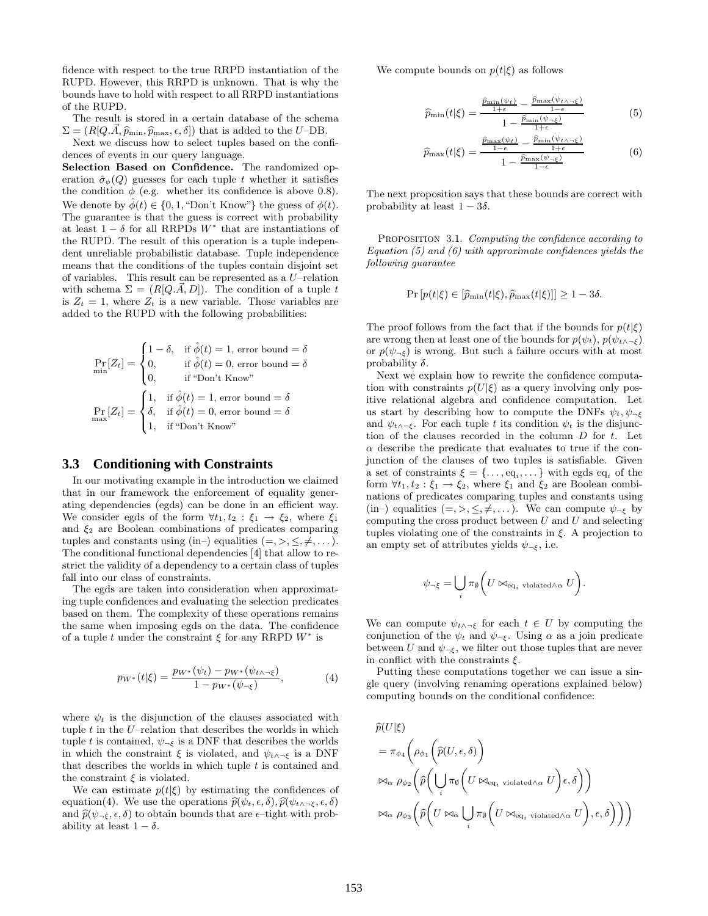fidence with respect to the true RRPD instantiation of the RUPD. However, this RRPD is unknown. That is why the bounds have to hold with respect to all RRPD instantiations of the RUPD.

The result is stored in a certain database of the schema $\Sigma = (R[Q.\vec{A}, \widehat{p}_{\min}, \widehat{p}_{\max}, \epsilon, \delta])$ that is added to the $U$–DB.

Next we discuss how to select tuples based on the confidences of events in our query language.

**Selection Based on Confidence.** The randomized operation $\hat{\sigma}_\phi(Q)$ guesses for each tuple $t$ whether it satisfies the condition $\phi$ (e.g. whether its confidence is above 0.8). We denote by $\hat{\phi}(t) \in \{0, 1, \text{"Don't Know"}\}$ the guess of $\phi(t)$. The guarantee is that the guess is correct with probability at least $1 - \delta$ for all RRPDs $W^*$ that are instantiations of the RUPD. The result of this operation is a tuple independent unreliable probabilistic database. Tuple independence means that the conditions of the tuples contain disjoint set of variables. This result can be represented as a $U$–relation with schema $\Sigma = (R[Q.\vec{A}, D])$. The condition of a tuple $t$ is $Z_t = 1$, where $Z_t$ is a new variable. Those variables are added to the RUPD with the following probabilities:

$$\Pr_{\min}[Z_t] = \begin{cases} 1-\delta, & \text{if } \hat{\phi}(t) = 1, \text{ error bound} = \delta \\ 0, & \text{if } \hat{\phi}(t) = 0, \text{ error bound} = \delta \\ 0, & \text{if "Don't Know"} \end{cases}$$

$$\Pr_{\max}[Z_t] = \begin{cases} 1, & \text{if } \hat{\phi}(t) = 1, \text{ error bound} = \delta \\ \delta, & \text{if } \hat{\phi}(t) = 0, \text{ error bound} = \delta \\ 1, & \text{if "Don't Know"} \end{cases}$$

### 3.3 Conditioning with Constraints

In our motivating example in the introduction we claimed that in our framework the enforcement of equality generating dependencies (egds) can be done in an efficient way. We consider egds of the form $\forall t_1, t_2 : \xi_1 \rightarrow \xi_2$, where $\xi_1$ and $\xi_2$ are Boolean combinations of predicates comparing tuples and constants using (in–) equalities $(=, >, \leq, \neq, \dots)$. The conditional functional dependencies [4] that allow to restrict the validity of a dependency to a certain class of tuples fall into our class of constraints.

The egds are taken into consideration when approximating tuple confidences and evaluating the selection predicates based on them. The complexity of these operations remains the same when imposing egds on the data. The confidence of a tuple $t$ under the constraint $\xi$ for any RRPD $W^*$ is

$$p_{W^*}(t|\xi) = \frac{p_{W^*}(\psi_t) - p_{W^*}(\psi_{t\wedge\neg\xi})}{1 - p_{W^*}(\psi_{\neg\xi})}, \tag{4}$$

where $\psi_t$ is the disjunction of the clauses associated with tuple $t$ in the $U$–relation that describes the worlds in which tuple $t$ is contained, $\psi_{\neg\xi}$ is a DNF that describes the worlds in which the constraint $\xi$ is violated, and $\psi_{t\wedge\neg\xi}$ is a DNF that describes the worlds in which tuple $t$ is contained and the constraint $\xi$ is violated.

We can estimate $p(t|\xi)$ by estimating the confidences of equation(4). We use the operations $\widehat{p}(\psi_t, \epsilon, \delta), \widehat{p}(\psi_{t\wedge\neg\xi}, \epsilon, \delta)$ and $\widehat{p}(\psi_{\neg\xi}, \epsilon, \delta)$ to obtain bounds that are $\epsilon$–tight with probability at least $1 - \delta$.

We compute bounds on $p(t|\xi)$ as follows

$$\widehat{p}_{\min}(t|\xi) = \frac{\frac{\widehat{p}_{\min}(\psi_t)}{1+\epsilon} - \frac{\widehat{p}_{\max}(\psi_{t\wedge\neg\xi})}{1-\epsilon}}{1 - \frac{\widehat{p}_{\min}(\psi_{\neg\xi})}{1+\epsilon}} \tag{5}$$

$$\widehat{p}_{\max}(t|\xi) = \frac{\frac{\widehat{p}_{\max}(\psi_t)}{1-\epsilon} - \frac{\widehat{p}_{\min}(\psi_{t\wedge\neg\xi})}{1+\epsilon}}{1 - \frac{\widehat{p}_{\max}(\psi_{\neg\xi})}{1-\epsilon}} \tag{6}$$

The next proposition says that these bounds are correct with probability at least $1 - 3\delta$.

Proposition 3.1. *Computing the confidence according to Equation (5) and (6) with approximate confidences yields the following guarantee*

$$\Pr\left[p(t|\xi) \in [\widehat{p}_{\min}(t|\xi), \widehat{p}_{\max}(t|\xi)]\right] \geq 1 - 3\delta.$$

The proof follows from the fact that if the bounds for $p(t|\xi)$ are wrong then at least one of the bounds for $p(\psi_t)$, $p(\psi_{t\wedge\neg\xi})$ or $p(\psi_{\neg\xi})$ is wrong. But such a failure occurs with at most probability $\delta$.

Next we explain how to rewrite the confidence computation with constraints $p(U|\xi)$ as a query involving only positive relational algebra and confidence computation. Let us start by describing how to compute the DNFs $\psi_t, \psi_{\neg\xi}$ and $\psi_{t\wedge\neg\xi}$. For each tuple $t$ its condition $\psi_t$ is the disjunction of the clauses recorded in the column $D$ for $t$. Let $\alpha$ describe the predicate that evaluates to true if the conjunction of the clauses of two tuples is satisfiable. Given a set of constraints $\xi = \{\dots, \text{eq}_i, \dots\}$ with egds $\text{eq}_i$ of the form $\forall t_1, t_2 : \xi_1 \rightarrow \xi_2$, where $\xi_1$ and $\xi_2$ are Boolean combinations of predicates comparing tuples and constants using (in–) equalities $(=, >, \leq, \neq, \dots)$. We can compute $\psi_{\neg\xi}$ by computing the cross product between $U$ and $U$ and selecting tuples violating one of the constraints in $\xi$. A projection to an empty set of attributes yields $\psi_{\neg\xi}$, i.e.

$$\psi_{\neg\xi} = \bigcup_i \pi_\emptyset\bigg(U \bowtie_{\text{eq}_i \text{ violated}\wedge\alpha} U\bigg).$$

We can compute $\psi_{t\wedge\neg\xi}$ for each $t \in U$ by computing the conjunction of the $\psi_t$ and $\psi_{\neg\xi}$. Using $\alpha$ as a join predicate between $U$ and $\psi_{\neg\xi}$, we filter out those tuples that are never in conflict with the constraints $\xi$.

Putting these computations together we can issue a single query (involving renaming operations explained below) computing bounds on the conditional confidence:

$$\begin{aligned}
&\widehat{p}(U|\xi) \\
&= \pi_{\phi_4}\bigg(\rho_{\phi_1}\Big(\widehat{p}(U, \epsilon, \delta)\Big) \\
&\bowtie_\alpha \rho_{\phi_2}\bigg(\widehat{p}\bigg(\bigcup_i \pi_\emptyset\Big(U \bowtie_{\text{eq}_i \text{ violated}\wedge\alpha} U\Big)\epsilon, \delta\bigg)\bigg) \\
&\bowtie_\alpha \rho_{\phi_3}\bigg(\widehat{p}\bigg(U \bowtie_\alpha \bigcup_i \pi_\emptyset\Big(U \bowtie_{\text{eq}_i \text{ violated}\wedge\alpha} U\Big), \epsilon, \delta\bigg)\bigg)\bigg)
\end{aligned}$$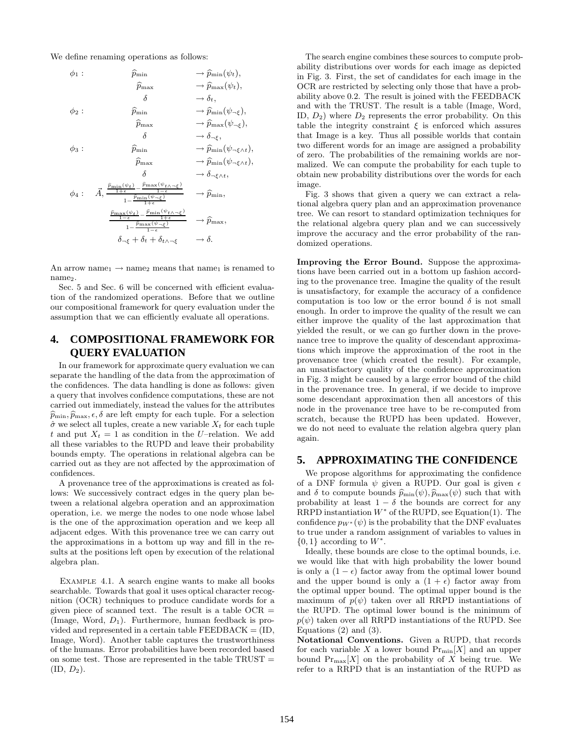We define renaming operations as follows:

$$
\begin{array}{lll}
\phi_1: & \widehat{p}_{\min} & \rightarrow \widehat{p}_{\min}(\psi_t), \\
& \widehat{p}_{\max} & \rightarrow \widehat{p}_{\max}(\psi_t), \\
& \delta & \rightarrow \delta_t, \\
\phi_2: & \widehat{p}_{\min} & \rightarrow \widehat{p}_{\min}(\psi_{\neg\xi}), \\
& \widehat{p}_{\max} & \rightarrow \widehat{p}_{\max}(\psi_{\neg\xi}), \\
& \delta & \rightarrow \delta_{\neg\xi}, \\
\phi_3: & \widehat{p}_{\min} & \rightarrow \widehat{p}_{\min}(\psi_{\neg\xi\wedge t}), \\
& \widehat{p}_{\max} & \rightarrow \widehat{p}_{\min}(\psi_{\neg\xi\wedge t}), \\
& \delta & \rightarrow \delta_{\neg\xi\wedge t}, \\
\phi_4: & \vec{A}, \frac{\frac{\widehat{p}_{\min}(\psi_t)}{1+\epsilon} - \frac{\widehat{p}_{\max}(\psi_{t\wedge\neg\xi})}{1-\epsilon}}{1-\frac{\widehat{p}_{\min}(\psi_{\neg\xi})}{1+\epsilon}} & \rightarrow \widehat{p}_{\min}, \\
& \frac{\frac{\widehat{p}_{\max}(\psi_t)}{1-\epsilon} - \frac{\widehat{p}_{\min}(\psi_{t\wedge\neg\xi})}{1+\epsilon}}{1-\frac{\widehat{p}_{\max}(\psi_{\neg\xi})}{1-\epsilon}} & \rightarrow \widehat{p}_{\max}, \\
& \delta_{\neg\xi} + \delta_t + \delta_{t\wedge\neg\xi} & \rightarrow \delta.
\end{array}
$$

An arrow $\text{name}_1 \rightarrow \text{name}_2$ means that $\text{name}_1$ is renamed to $\text{name}_2$.

Sec. 5 and Sec. 6 will be concerned with efficient evaluation of the randomized operations. Before that we outline our compositional framework for query evaluation under the assumption that we can efficiently evaluate all operations.

## 4. COMPOSITIONAL FRAMEWORK FOR QUERY EVALUATION

In our framework for approximate query evaluation we can separate the handling of the data from the approximation of the confidences. The data handling is done as follows: given a query that involves confidence computations, these are not carried out immediately, instead the values for the attributes $\widehat{p}_{\min}, \widehat{p}_{\max}, \epsilon, \delta$ are left empty for each tuple. For a selection $\hat{\sigma}$ we select all tuples, create a new variable $X_t$ for each tuple $t$ and put $X_t = 1$ as condition in the $U$–relation. We add all these variables to the RUPD and leave their probability bounds empty. The operations in relational algebra can be carried out as they are not affected by the approximation of confidences.

A provenance tree of the approximations is created as follows: We successively contract edges in the query plan between a relational algebra operation and an approximation operation, i.e. we merge the nodes to one node whose label is the one of the approximation operation and we keep all adjacent edges. With this provenance tree we can carry out the approximations in a bottom up way and fill in the results at the positions left open by execution of the relational algebra plan.

Example 4.1. A search engine wants to make all books searchable. Towards that goal it uses optical character recognition (OCR) techniques to produce candidate words for a given piece of scanned text. The result is a table OCR = (Image, Word, $D_1$). Furthermore, human feedback is provided and represented in a certain table FEEDBACK = (ID, Image, Word). Another table captures the trustworthiness of the humans. Error probabilities have been recorded based on some test. Those are represented in the table TRUST = (ID, $D_2$).

The search engine combines these sources to compute probability distributions over words for each image as depicted in Fig. 3. First, the set of candidates for each image in the OCR are restricted by selecting only those that have a probability above 0.2. The result is joined with the FEEDBACK and with the TRUST. The result is a table (Image, Word, ID, $D_2$) where $D_2$ represents the error probability. On this table the integrity constraint $\xi$ is enforced which assures that Image is a key. Thus all possible worlds that contain two different words for an image are assigned a probability of zero. The probabilities of the remaining worlds are normalized. We can compute the probability for each tuple to obtain new probability distributions over the words for each image.

Fig. 3 shows that given a query we can extract a relational algebra query plan and an approximation provenance tree. We can resort to standard optimization techniques for the relational algebra query plan and we can successively improve the accuracy and the error probability of the randomized operations.

**Improving the Error Bound.** Suppose the approximations have been carried out in a bottom up fashion according to the provenance tree. Imagine the quality of the result is unsatisfactory, for example the accuracy of a confidence computation is too low or the error bound $\delta$ is not small enough. In order to improve the quality of the result we can either improve the quality of the last approximation that yielded the result, or we can go further down in the provenance tree to improve the quality of descendant approximations which improve the approximation of the root in the provenance tree (which created the result). For example, an unsatisfactory quality of the confidence approximation in Fig. 3 might be caused by a large error bound of the child in the provenance tree. In general, if we decide to improve some descendant approximation then all ancestors of this node in the provenance tree have to be re-computed from scratch, because the RUPD has been updated. However, we do not need to evaluate the relation algebra query plan again.

## 5. APPROXIMATING THE CONFIDENCE

We propose algorithms for approximating the confidence of a DNF formula $\psi$ given a RUPD. Our goal is given $\epsilon$ and $\delta$ to compute bounds $\widehat{p}_{\min}(\psi), \widehat{p}_{\max}(\psi)$ such that with probability at least $1 - \delta$ the bounds are correct for any RRPD instantiation $W^*$ of the RUPD, see Equation(1). The confidence $p_{W^*}(\psi)$ is the probability that the DNF evaluates to true under a random assignment of variables to values in $\{0, 1\}$ according to $W^*$.

Ideally, these bounds are close to the optimal bounds, i.e. we would like that with high probability the lower bound is only a $(1 - \epsilon)$ factor away from the optimal lower bound and the upper bound is only a $(1 + \epsilon)$ factor away from the optimal upper bound. The optimal upper bound is the maximum of $p(\psi)$ taken over all RRPD instantiations of the RUPD. The optimal lower bound is the minimum of $p(\psi)$ taken over all RRPD instantiations of the RUPD. See Equations (2) and (3).

**Notational Conventions.** Given a RUPD, that records for each variable $X$ a lower bound $\Pr_{\min}[X]$ and an upper bound $\Pr_{\max}[X]$ on the probability of $X$ being true. We refer to a RRPD that is an instantiation of the RUPD as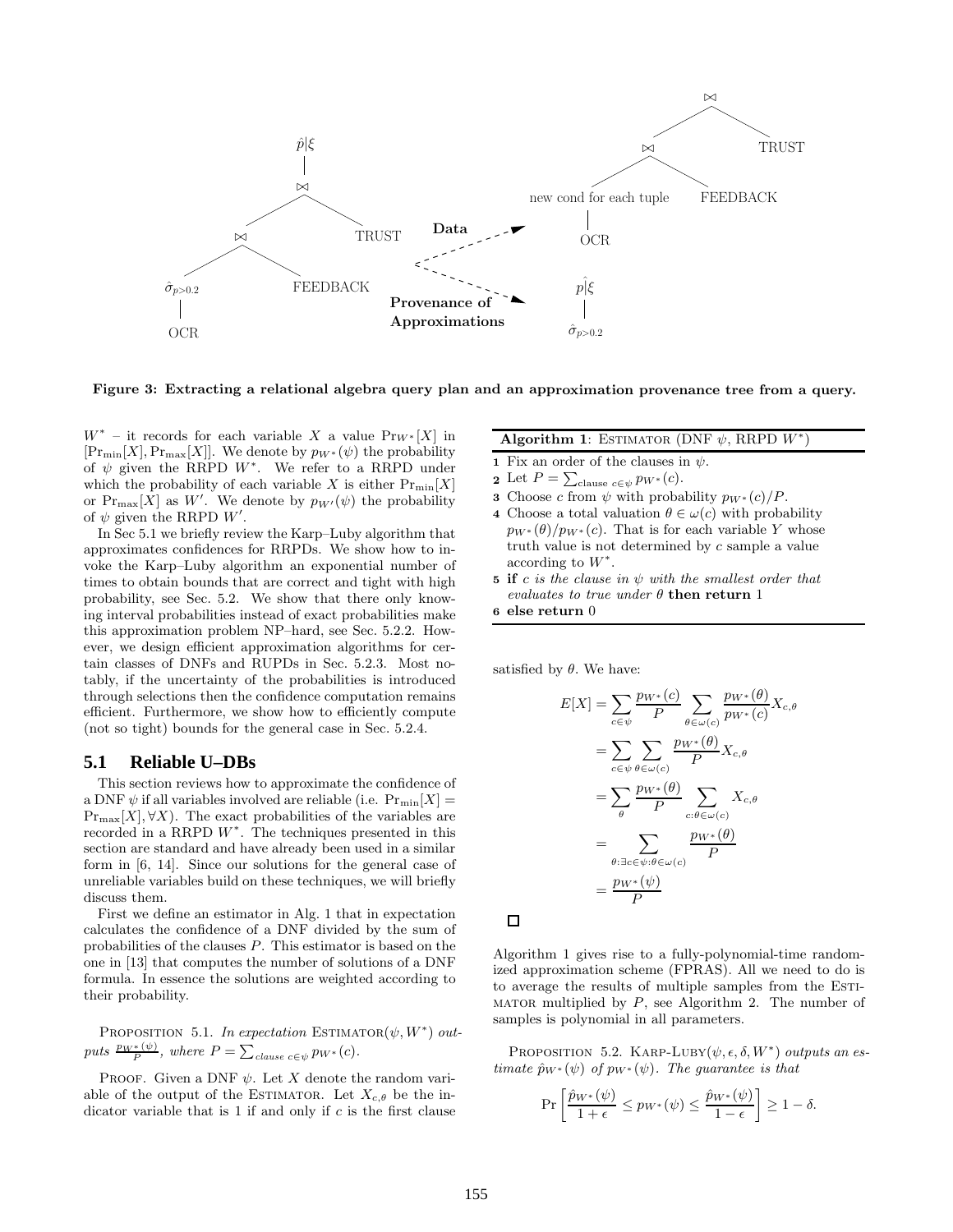$\hat{p}|\xi$

$\bowtie$

$\bowtie$ TRUST

$\hat{\sigma}_{p>0.2}$ FEEDBACK

OCR

**Data**

**Provenance of Approximations**

$\bowtie$

$\bowtie$ TRUST

new cond for each tuple FEEDBACK

OCR

$\hat{p|\xi}$

$\hat{\sigma}_{p>0.2}$

**Figure 3: Extracting a relational algebra query plan and an approximation provenance tree from a query.**

$W^*$ – it records for each variable $X$ a value $\Pr_{W^*}[X]$ in $[\Pr_{\min}[X], \Pr_{\max}[X]]$. We denote by $p_{W^*}(\psi)$ the probability of $\psi$ given the RRPD $W^*$. We refer to a RRPD under which the probability of each variable $X$ is either $\Pr_{\min}[X]$ or $\Pr_{\max}[X]$ as $W'$. We denote by $p_{W'}(\psi)$ the probability of $\psi$ given the RRPD $W'$.

In Sec 5.1 we briefly review the Karp–Luby algorithm that approximates confidences for RRPDs. We show how to invoke the Karp–Luby algorithm an exponential number of times to obtain bounds that are correct and tight with high probability, see Sec. 5.2. We show that there only knowing interval probabilities instead of exact probabilities make this approximation problem NP–hard, see Sec. 5.2.2. However, we design efficient approximation algorithms for certain classes of DNFs and RUPDs in Sec. 5.2.3. Most notably, if the uncertainty of the probabilities is introduced through selections then the confidence computation remains efficient. Furthermore, we show how to efficiently compute (not so tight) bounds for the general case in Sec. 5.2.4.

## 5.1 Reliable U–DBs

This section reviews how to approximate the confidence of a DNF $\psi$ if all variables involved are reliable (i.e. $\Pr_{\min}[X] = \Pr_{\max}[X], \forall X$). The exact probabilities of the variables are recorded in a RRPD $W^*$. The techniques presented in this section are standard and have already been used in a similar form in [6, 14]. Since our solutions for the general case of unreliable variables build on these techniques, we will briefly discuss them.

First we define an estimator in Alg. 1 that in expectation calculates the confidence of a DNF divided by the sum of probabilities of the clauses $P$. This estimator is based on the one in [13] that computes the number of solutions of a DNF formula. In essence the solutions are weighted according to their probability.

Proposition 5.1. *In expectation* Estimator$(\psi, W^*)$ *outputs* $\frac{p_{W^*}(\psi)}{P}$, *where* $P = \sum_{clause\ c \in \psi} p_{W^*}(c)$.

Proof. Given a DNF $\psi$. Let $X$ denote the random variable of the output of the Estimator. Let $X_{c,\theta}$ be the indicator variable that is 1 if and only if $c$ is the first clause satisfied by $\theta$. We have:

$$\begin{aligned}
E[X] &= \sum_{c \in \psi} \frac{p_{W^*}(c)}{P} \sum_{\theta \in \omega(c)} \frac{p_{W^*}(\theta)}{p_{W^*}(c)} X_{c,\theta} \\
&= \sum_{c \in \psi} \sum_{\theta \in \omega(c)} \frac{p_{W^*}(\theta)}{P} X_{c,\theta} \\
&= \sum_{\theta} \frac{p_{W^*}(\theta)}{P} \sum_{c:\theta \in \omega(c)} X_{c,\theta} \\
&= \sum_{\theta:\exists c \in \psi:\theta \in \omega(c)} \frac{p_{W^*}(\theta)}{P} \\
&= \frac{p_{W^*}(\psi)}{P}
\end{aligned}$$

□

**Algorithm 1**: Estimator (DNF $\psi$, RRPD $W^*$)

1. Fix an order of the clauses in $\psi$.
2. Let $P = \sum_{\text{clause } c \in \psi} p_{W^*}(c)$.
3. Choose $c$ from $\psi$ with probability $p_{W^*}(c)/P$.
4. Choose a total valuation $\theta \in \omega(c)$ with probability $p_{W^*}(\theta)/p_{W^*}(c)$. That is for each variable $Y$ whose truth value is not determined by $c$ sample a value according to $W^*$.
5. **if** *$c$ is the clause in $\psi$ with the smallest order that evaluates to true under $\theta$* **then return** 1
6. **else return** 0

Algorithm 1 gives rise to a fully-polynomial-time randomized approximation scheme (FPRAS). All we need to do is to average the results of multiple samples from the Estimator multiplied by $P$, see Algorithm 2. The number of samples is polynomial in all parameters.

Proposition 5.2. Karp-Luby$(\psi, \epsilon, \delta, W^*)$ *outputs an estimate* $\hat{p}_{W^*}(\psi)$ *of* $p_{W^*}(\psi)$. *The guarantee is that*

$$\Pr\left[\frac{\hat{p}_{W^*}(\psi)}{1+\epsilon} \leq p_{W^*}(\psi) \leq \frac{\hat{p}_{W^*}(\psi)}{1-\epsilon}\right] \geq 1 - \delta.$$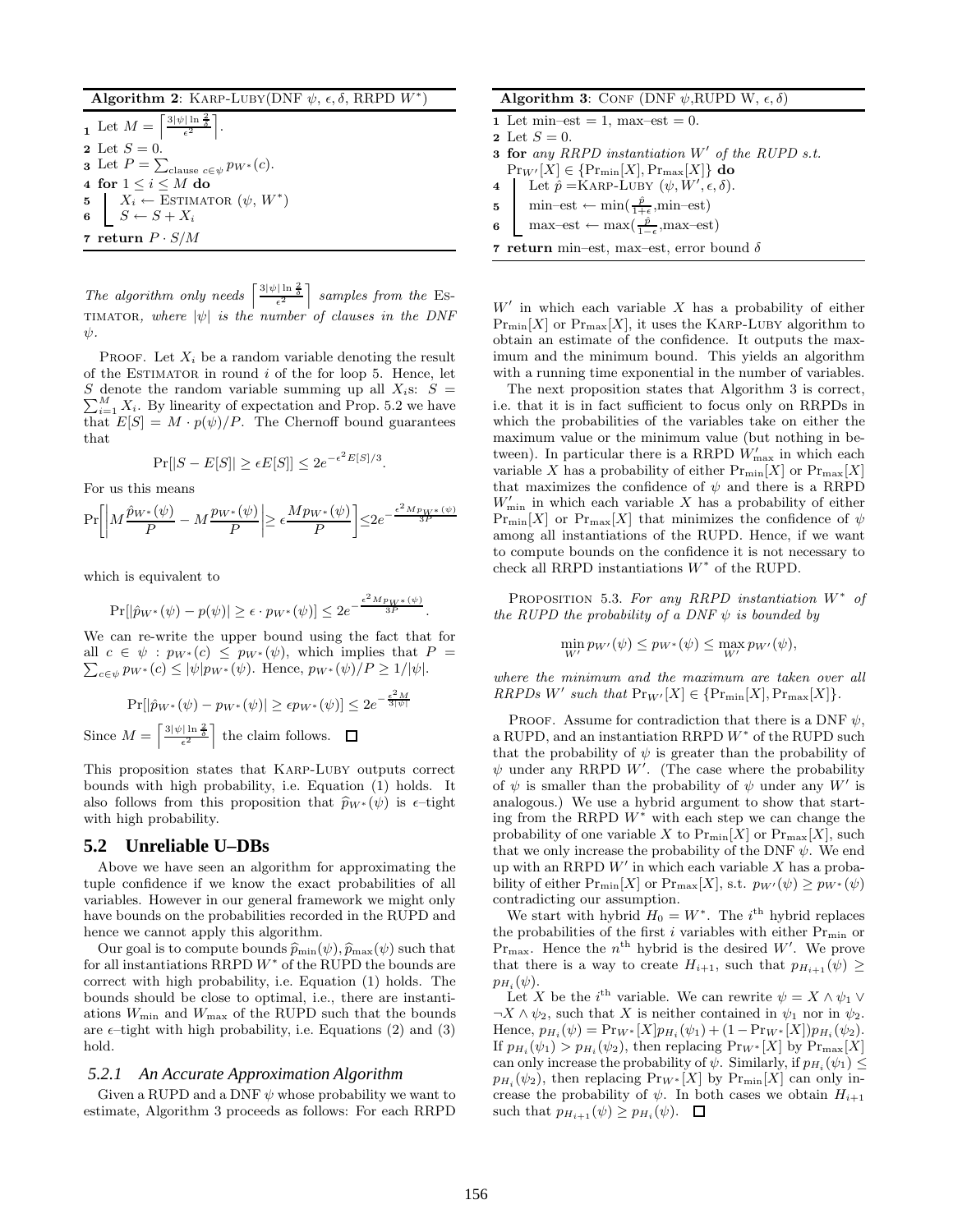**Algorithm 2**: KARP-LUBY(DNF $\psi$, $\epsilon, \delta$, RRPD $W^*$)

```
1 Let M = ⌈3|ψ| ln(2/δ) / ε²⌉.
2 Let S = 0.
3 Let P = Σ_{clause c∈ψ} p_{W*}(c).
4 for 1 ≤ i ≤ M do
5     X_i ← ESTIMATOR (ψ, W*)
6     S ← S + X_i
7 return P · S/M
```

*The algorithm only needs* $\left\lceil \frac{3|\psi| \ln \frac{2}{\delta}}{\epsilon^2} \right\rceil$ *samples from the* ESTIMATOR*, where* $|\psi|$ *is the number of clauses in the DNF* $\psi$*.*

PROOF. Let $X_i$ be a random variable denoting the result of the ESTIMATOR in round $i$ of the for loop 5. Hence, let $S$ denote the random variable summing up all $X_i$s: $S = \sum_{i=1}^{M} X_i$. By linearity of expectation and Prop. 5.2 we have that $E[S] = M \cdot p(\psi)/P$. The Chernoff bound guarantees that

$$\Pr[|S - E[S]| \geq \epsilon E[S]] \leq 2e^{-\epsilon^2 E[S]/3}.$$

For us this means

$$\Pr\left[\left|M\frac{\hat{p}_{W^*}(\psi)}{P} - M\frac{p_{W^*}(\psi)}{P}\right| \geq \epsilon \frac{Mp_{W^*}(\psi)}{P}\right] \leq 2e^{-\frac{\epsilon^2 M p_{W^*}(\psi)}{3P}}$$

which is equivalent to

$$\Pr[|\hat{p}_{W^*}(\psi) - p(\psi)| \geq \epsilon \cdot p_{W^*}(\psi)] \leq 2e^{-\frac{\epsilon^2 M p_{W^*}(\psi)}{3P}}.$$

We can re-write the upper bound using the fact that for all $c \in \psi : p_{W^*}(c) \leq p_{W^*}(\psi)$, which implies that $P = \sum_{c \in \psi} p_{W^*}(c) \leq |\psi| p_{W^*}(\psi)$. Hence, $p_{W^*}(\psi)/P \geq 1/|\psi|$.

$$\Pr[|\hat{p}_{W^*}(\psi) - p_{W^*}(\psi)| \geq \epsilon p_{W^*}(\psi)] \leq 2e^{-\frac{\epsilon^2 M}{3|\psi|}}$$

Since $M = \left\lceil \frac{3|\psi| \ln \frac{2}{\delta}}{\epsilon^2} \right\rceil$ the claim follows. $\square$

This proposition states that KARP-LUBY outputs correct bounds with high probability, i.e. Equation (1) holds. It also follows from this proposition that $\widehat{p}_{W^*}(\psi)$ is $\epsilon$–tight with high probability.

## 5.2 Unreliable U–DBs

Above we have seen an algorithm for approximating the tuple confidence if we know the exact probabilities of all variables. However in our general framework we might only have bounds on the probabilities recorded in the RUPD and hence we cannot apply this algorithm.

Our goal is to compute bounds $\widehat{p}_{\min}(\psi), \widehat{p}_{\max}(\psi)$ such that for all instantiations RRPD $W^*$ of the RUPD the bounds are correct with high probability, i.e. Equation (1) holds. The bounds should be close to optimal, i.e., there are instantiations $W_{\min}$ and $W_{\max}$ of the RUPD such that the bounds are $\epsilon$–tight with high probability, i.e. Equations (2) and (3) hold.

### 5.2.1 An Accurate Approximation Algorithm

Given a RUPD and a DNF $\psi$ whose probability we want to estimate, Algorithm 3 proceeds as follows: For each RRPD $W'$ in which each variable $X$ has a probability of either $\Pr_{\min}[X]$ or $\Pr_{\max}[X]$, it uses the KARP-LUBY algorithm to obtain an estimate of the confidence. It outputs the maximum and the minimum bound. This yields an algorithm with a running time exponential in the number of variables.

**Algorithm 3**: CONF (DNF $\psi$,RUPD W, $\epsilon, \delta$)

```
1 Let min–est = 1, max–est = 0.
2 Let S = 0.
3 for any RRPD instantiation W' of the RUPD s.t.
  Pr_{W'}[X] ∈ {Pr_min[X], Pr_max[X]} do
4     Let p̂ = KARP-LUBY (ψ, W', ε, δ).
5     min–est ← min(p̂/(1+ε), min–est)
6     max–est ← max(p̂/(1−ε), max–est)
7 return min–est, max–est, error bound δ
```

The next proposition states that Algorithm 3 is correct, i.e. that it is in fact sufficient to focus only on RRPDs in which the probabilities of the variables take on either the maximum value or the minimum value (but nothing in between). In particular there is a RRPD $W'_{\max}$ in which each variable $X$ has a probability of either $\Pr_{\min}[X]$ or $\Pr_{\max}[X]$ that maximizes the confidence of $\psi$ and there is a RRPD $W'_{\min}$ in which each variable $X$ has a probability of either $\Pr_{\min}[X]$ or $\Pr_{\max}[X]$ that minimizes the confidence of $\psi$ among all instantiations of the RUPD. Hence, if we want to compute bounds on the confidence it is not necessary to check all RRPD instantiations $W^*$ of the RUPD.

PROPOSITION 5.3. *For any RRPD instantiation $W^*$ of the RUPD the probability of a DNF $\psi$ is bounded by*

$$\min_{W'} p_{W'}(\psi) \leq p_{W^*}(\psi) \leq \max_{W'} p_{W'}(\psi),$$

*where the minimum and the maximum are taken over all RRPDs $W'$ such that $\Pr_{W'}[X] \in \{\Pr_{\min}[X], \Pr_{\max}[X]\}$.*

PROOF. Assume for contradiction that there is a DNF $\psi$, a RUPD, and an instantiation RRPD $W^*$ of the RUPD such that the probability of $\psi$ is greater than the probability of $\psi$ under any RRPD $W'$. (The case where the probability of $\psi$ is smaller than the probability of $\psi$ under any $W'$ is analogous.) We use a hybrid argument to show that starting from the RRPD $W^*$ with each step we can change the probability of one variable $X$ to $\Pr_{\min}[X]$ or $\Pr_{\max}[X]$, such that we only increase the probability of the DNF $\psi$. We end up with an RRPD $W'$ in which each variable $X$ has a probability of either $\Pr_{\min}[X]$ or $\Pr_{\max}[X]$, s.t. $p_{W'}(\psi) \geq p_{W^*}(\psi)$ contradicting our assumption.

We start with hybrid $H_0 = W^*$. The $i^{\text{th}}$ hybrid replaces the probabilities of the first $i$ variables with either $\Pr_{\min}$ or $\Pr_{\max}$. Hence the $n^{\text{th}}$ hybrid is the desired $W'$. We prove that there is a way to create $H_{i+1}$, such that $p_{H_{i+1}}(\psi) \geq p_{H_i}(\psi)$.

Let $X$ be the $i^{\text{th}}$ variable. We can rewrite $\psi = X \wedge \psi_1 \vee \neg X \wedge \psi_2$, such that $X$ is neither contained in $\psi_1$ nor in $\psi_2$. Hence, $p_{H_i}(\psi) = \Pr_{W^*}[X] p_{H_i}(\psi_1) + (1 - \Pr_{W^*}[X]) p_{H_i}(\psi_2)$. If $p_{H_i}(\psi_1) > p_{H_i}(\psi_2)$, then replacing $\Pr_{W^*}[X]$ by $\Pr_{\max}[X]$ can only increase the probability of $\psi$. Similarly, if $p_{H_i}(\psi_1) \leq p_{H_i}(\psi_2)$, then replacing $\Pr_{W^*}[X]$ by $\Pr_{\min}[X]$ can only increase the probability of $\psi$. In both cases we obtain $H_{i+1}$ such that $p_{H_{i+1}}(\psi) \geq p_{H_i}(\psi)$. $\square$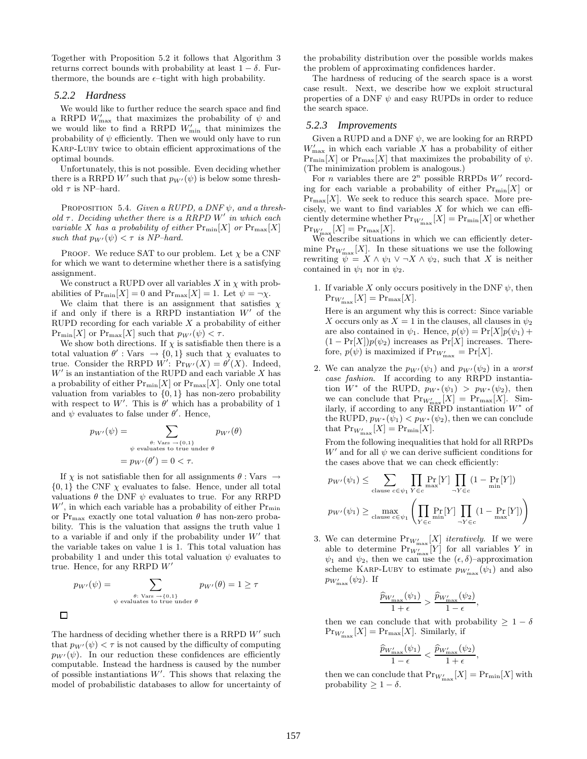Together with Proposition 5.2 it follows that Algorithm 3 returns correct bounds with probability at least $1-\delta$. Furthermore, the bounds are $\epsilon$–tight with high probability.

### 5.2.2 Hardness

We would like to further reduce the search space and find a RRPD $W'_{\max}$ that maximizes the probability of $\psi$ and we would like to find a RRPD $W'_{\min}$ that minimizes the probability of $\psi$ efficiently. Then we would only have to run Karp-Luby twice to obtain efficient approximations of the optimal bounds.

Unfortunately, this is not possible. Even deciding whether there is a RRPD $W'$ such that $p_{W'}(\psi)$ is below some threshold $\tau$ is NP–hard.

Proposition 5.4. *Given a RUPD, a DNF $\psi$, and a threshold $\tau$. Deciding whether there is a RRPD $W'$ in which each variable $X$ has a probability of either $\Pr_{\min}[X]$ or $\Pr_{\max}[X]$ such that $p_{W'}(\psi) < \tau$ is NP–hard.*

Proof. We reduce SAT to our problem. Let $\chi$ be a CNF for which we want to determine whether there is a satisfying assignment.

We construct a RUPD over all variables $X$ in $\chi$ with probabilities of $\Pr_{\min}[X] = 0$ and $\Pr_{\max}[X] = 1$. Let $\psi = \neg\chi$.

We claim that there is an assignment that satisfies $\chi$ if and only if there is a RRPD instantiation $W'$ of the RUPD recording for each variable $X$ a probability of either $\Pr_{\min}[X]$ or $\Pr_{\max}[X]$ such that $p_{W'}(\psi) < \tau$.

We show both directions. If $\chi$ is satisfiable then there is a total valuation $\theta' : \text{Vars} \to \{0,1\}$ such that $\chi$ evaluates to true. Consider the RRPD $W'$: $\Pr_{W'}(X) = \theta'(X)$. Indeed, $W'$ is an instantiation of the RUPD and each variable $X$ has a probability of either $\Pr_{\min}[X]$ or $\Pr_{\max}[X]$. Only one total valuation from variables to $\{0,1\}$ has non-zero probability with respect to $W'$. This is $\theta'$ which has a probability of 1 and $\psi$ evaluates to false under $\theta'$. Hence,

$$p_{W'}(\psi) = \sum_{\substack{\theta:\ \text{Vars} \to \{0,1\} \\ \psi \text{ evaluates to true under } \theta}} p_{W'}(\theta) = p_{W'}(\theta') = 0 < \tau.$$

If $\chi$ is not satisfiable then for all assignments $\theta : \text{Vars} \to \{0,1\}$ the CNF $\chi$ evaluates to false. Hence, under all total valuations $\theta$ the DNF $\psi$ evaluates to true. For any RRPD $W'$, in which each variable has a probability of either $\Pr_{\min}$ or $\Pr_{\max}$ exactly one total valuation $\theta$ has non-zero probability. This is the valuation that assigns the truth value 1 to a variable if and only if the probability under $W'$ that the variable takes on value 1 is 1. This total valuation has probability 1 and under this total valuation $\psi$ evaluates to true. Hence, for any RRPD $W'$

$$p_{W'}(\psi) = \sum_{\substack{\theta:\ \text{Vars} \to \{0,1\} \\ \psi \text{ evaluates to true under } \theta}} p_{W'}(\theta) = 1 \geq \tau$$

□

The hardness of deciding whether there is a RRPD $W'$ such that $p_{W'}(\psi) < \tau$ is not caused by the difficulty of computing $p_{W'}(\psi)$. In our reduction these confidences are efficiently computable. Instead the hardness is caused by the number of possible instantiations $W'$. This shows that relaxing the model of probabilistic databases to allow for uncertainty of the probability distribution over the possible worlds makes the problem of approximating confidences harder.

The hardness of reducing of the search space is a worst case result. Next, we describe how we exploit structural properties of a DNF $\psi$ and easy RUPDs in order to reduce the search space.

### 5.2.3 Improvements

Given a RUPD and a DNF $\psi$, we are looking for an RRPD $W'_{\max}$ in which each variable $X$ has a probability of either $\Pr_{\min}[X]$ or $\Pr_{\max}[X]$ that maximizes the probability of $\psi$. (The minimization problem is analogous.)

For $n$ variables there are $2^n$ possible RRPDs $W'$ recording for each variable a probability of either $\Pr_{\min}[X]$ or $\Pr_{\max}[X]$. We seek to reduce this search space. More precisely, we want to find variables $X$ for which we can efficiently determine whether $\Pr_{W'_{\max}}[X] = \Pr_{\min}[X]$ or whether $\Pr_{W'_{\max}}[X] = \Pr_{\max}[X]$.

We describe situations in which we can efficiently determine $\Pr_{W'_{\max}}[X]$. In these situations we use the following rewriting $\psi = X \wedge \psi_1 \vee \neg X \wedge \psi_2$, such that $X$ is neither contained in $\psi_1$ nor in $\psi_2$.

1. If variable $X$ only occurs positively in the DNF $\psi$, then $\Pr_{W'_{\max}}[X] = \Pr_{\max}[X]$.

   Here is an argument why this is correct: Since variable $X$ occurs only as $X = 1$ in the clauses, all clauses in $\psi_2$ are also contained in $\psi_1$. Hence, $p(\psi) = \Pr[X]p(\psi_1) + (1 - \Pr[X])p(\psi_2)$ increases as $\Pr[X]$ increases. Therefore, $p(\psi)$ is maximized if $\Pr_{W'_{\max}} = \Pr[X]$.

2. We can analyze the $p_{W'}(\psi_1)$ and $p_{W'}(\psi_2)$ in a *worst case fashion*. If according to any RRPD instantiation $W^*$ of the RUPD, $p_{W^*}(\psi_1) > p_{W^*}(\psi_2)$, then we can conclude that $\Pr_{W'_{\max}}[X] = \Pr_{\max}[X]$. Similarly, if according to any RRPD instantiation $W^*$ of the RUPD, $p_{W^*}(\psi_1) < p_{W^*}(\psi_2)$, then we can conclude that $\Pr_{W'_{\max}}[X] = \Pr_{\min}[X]$.

   From the following inequalities that hold for all RRPDs $W'$ and for all $\psi$ we can derive sufficient conditions for the cases above that we can check efficiently:

$$p_{W'}(\psi_1) \leq \sum_{\text{clause } c \in \psi_1} \prod_{Y \in c} \Pr_{\max}[Y] \prod_{\neg Y \in c} (1 - \Pr_{\min}[Y])$$

$$p_{W'}(\psi_1) \geq \max_{\text{clause } c \in \psi_1} \left( \prod_{Y \in c} \Pr_{\min}[Y] \prod_{\neg Y \in c} (1 - \Pr_{\max}[Y]) \right)$$

3. We can determine $\Pr_{W'_{\max}}[X]$ *iteratively*. If we were able to determine $\Pr_{W'_{\max}}[Y]$ for all variables $Y$ in $\psi_1$ and $\psi_2$, then we can use the $(\epsilon, \delta)$–approximation scheme Karp-Luby to estimate $p_{W'_{\max}}(\psi_1)$ and also $p_{W'_{\max}}(\psi_2)$. If

$$\frac{\widehat{p}_{W'_{\max}}(\psi_1)}{1+\epsilon} > \frac{\widehat{p}_{W'_{\max}}(\psi_2)}{1-\epsilon},$$

   then we can conclude that with probability $\geq 1-\delta$ $\Pr_{W'_{\max}}[X] = \Pr_{\max}[X]$. Similarly, if

$$\frac{\widehat{p}_{W'_{\max}}(\psi_1)}{1-\epsilon} < \frac{\widehat{p}_{W'_{\max}}(\psi_2)}{1+\epsilon},$$

   then we can conclude that $\Pr_{W'_{\max}}[X] = \Pr_{\min}[X]$ with probability $\geq 1-\delta$.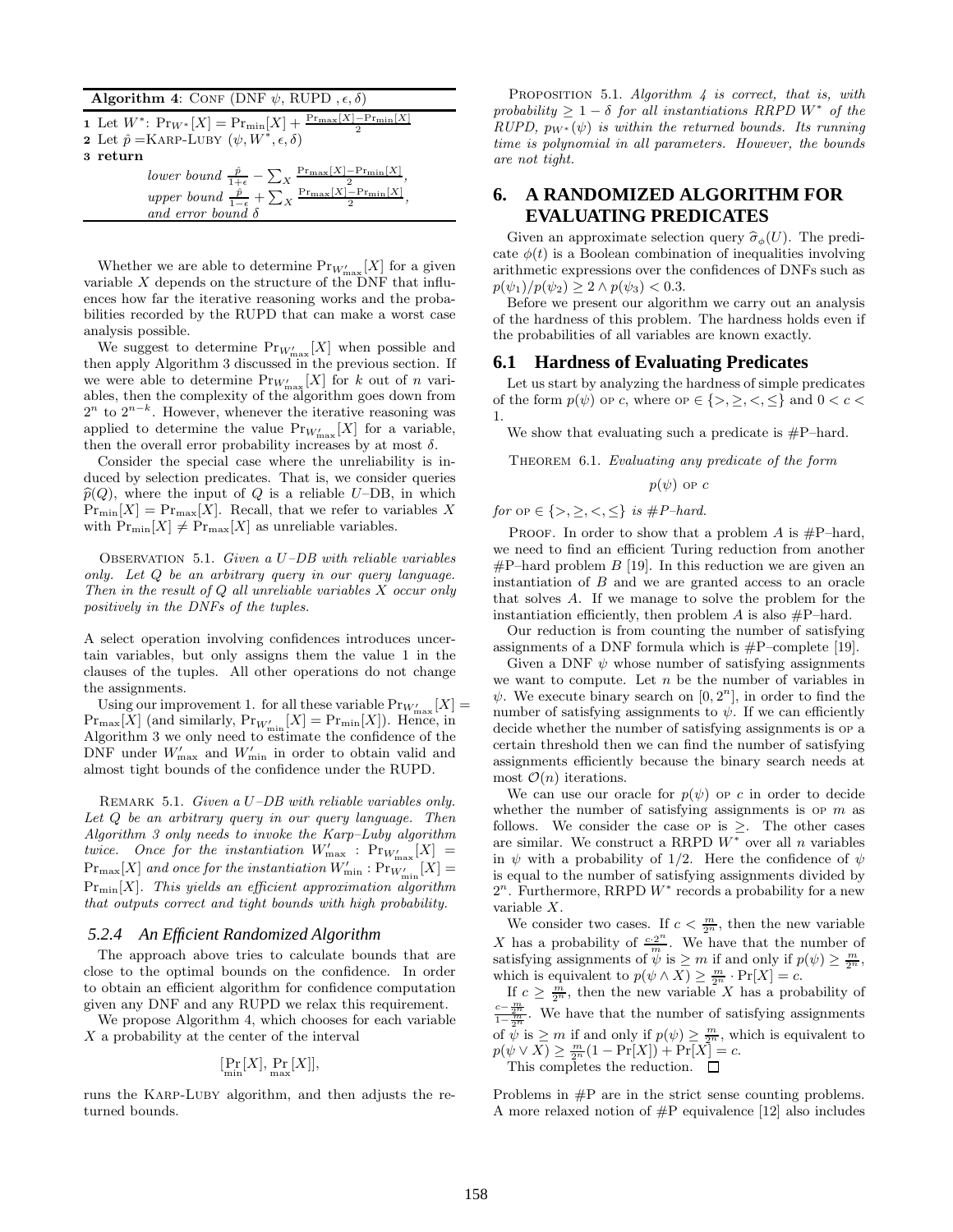**Algorithm 4**: Conf (DNF $\psi$, RUPD , $\epsilon, \delta$)

1 Let $W^*$: $\Pr_{W^*}[X] = \Pr_{\min}[X] + \frac{\Pr_{\max}[X] - \Pr_{\min}[X]}{2}$
2 Let $\hat{p}$ =Karp-Luby $(\psi, W^*, \epsilon, \delta)$
3 **return**
*lower bound* $\frac{\hat{p}}{1+\epsilon} - \sum_X \frac{\Pr_{\max}[X] - \Pr_{\min}[X]}{2}$,
*upper bound* $\frac{\hat{p}}{1-\epsilon} + \sum_X \frac{\Pr_{\max}[X] - \Pr_{\min}[X]}{2}$,
*and error bound* $\delta$

Whether we are able to determine $\Pr_{W'_{\max}}[X]$ for a given variable $X$ depends on the structure of the DNF that influences how far the iterative reasoning works and the probabilities recorded by the RUPD that can make a worst case analysis possible.

We suggest to determine $\Pr_{W'_{\max}}[X]$ when possible and then apply Algorithm 3 discussed in the previous section. If we were able to determine $\Pr_{W'_{\max}}[X]$ for $k$ out of $n$ variables, then the complexity of the algorithm goes down from $2^n$ to $2^{n-k}$. However, whenever the iterative reasoning was applied to determine the value $\Pr_{W'_{\max}}[X]$ for a variable, then the overall error probability increases by at most $\delta$.

Consider the special case where the unreliability is induced by selection predicates. That is, we consider queries $\widehat{p}(Q)$, where the input of $Q$ is a reliable $U$–DB, in which $\Pr_{\min}[X] = \Pr_{\max}[X]$. Recall, that we refer to variables $X$ with $\Pr_{\min}[X] \neq \Pr_{\max}[X]$ as unreliable variables.

Observation 5.1. *Given a $U$–DB with reliable variables only. Let $Q$ be an arbitrary query in our query language. Then in the result of $Q$ all unreliable variables $X$ occur only positively in the DNFs of the tuples.*

A select operation involving confidences introduces uncertain variables, but only assigns them the value 1 in the clauses of the tuples. All other operations do not change the assignments.

Using our improvement 1. for all these variable $\Pr_{W'_{\max}}[X] = \Pr_{\max}[X]$ (and similarly, $\Pr_{W'_{\min}}[X] = \Pr_{\min}[X]$). Hence, in Algorithm 3 we only need to estimate the confidence of the DNF under $W'_{\max}$ and $W'_{\min}$ in order to obtain valid and almost tight bounds of the confidence under the RUPD.

Remark 5.1. *Given a $U$–DB with reliable variables only. Let $Q$ be an arbitrary query in our query language. Then Algorithm 3 only needs to invoke the Karp–Luby algorithm twice. Once for the instantiation $W'_{\max}$ : $\Pr_{W'_{\max}}[X] = \Pr_{\max}[X]$ and once for the instantiation $W'_{\min}$ : $\Pr_{W'_{\min}}[X] = \Pr_{\min}[X]$. This yields an efficient approximation algorithm that outputs correct and tight bounds with high probability.*

### 5.2.4 An Efficient Randomized Algorithm

The approach above tries to calculate bounds that are close to the optimal bounds on the confidence. In order to obtain an efficient algorithm for confidence computation given any DNF and any RUPD we relax this requirement.

We propose Algorithm 4, which chooses for each variable $X$ a probability at the center of the interval

$$[\Pr_{\min}[X], \Pr_{\max}[X]],$$

runs the Karp-Luby algorithm, and then adjusts the returned bounds.

Proposition 5.1. *Algorithm 4 is correct, that is, with probability $\geq 1 - \delta$ for all instantiations RRPD $W^*$ of the RUPD, $p_{W^*}(\psi)$ is within the returned bounds. Its running time is polynomial in all parameters. However, the bounds are not tight.*

## 6. A RANDOMIZED ALGORITHM FOR EVALUATING PREDICATES

Given an approximate selection query $\widehat{\sigma}_\phi(U)$. The predicate $\phi(t)$ is a Boolean combination of inequalities involving arithmetic expressions over the confidences of DNFs such as $p(\psi_1)/p(\psi_2) \geq 2 \wedge p(\psi_3) < 0.3$.

Before we present our algorithm we carry out an analysis of the hardness of this problem. The hardness holds even if the probabilities of all variables are known exactly.

### 6.1 Hardness of Evaluating Predicates

Let us start by analyzing the hardness of simple predicates of the form $p(\psi)$ op $c$, where op $\in \{>, \geq, <, \leq\}$ and $0 < c < 1$.

We show that evaluating such a predicate is #P–hard.

Theorem 6.1. *Evaluating any predicate of the form*

$$p(\psi) \text{ op } c$$

*for* op $\in \{>, \geq, <, \leq\}$ *is #P-hard.*

Proof. In order to show that a problem $A$ is #P–hard, we need to find an efficient Turing reduction from another #P–hard problem $B$ [19]. In this reduction we are given an instantiation of $B$ and we are granted access to an oracle that solves $A$. If we manage to solve the problem for the instantiation efficiently, then problem $A$ is also #P–hard.

Our reduction is from counting the number of satisfying assignments of a DNF formula which is #P–complete [19].

Given a DNF $\psi$ whose number of satisfying assignments we want to compute. Let $n$ be the number of variables in $\psi$. We execute binary search on $[0, 2^n]$, in order to find the number of satisfying assignments to $\psi$. If we can efficiently decide whether the number of satisfying assignments is op a certain threshold then we can find the number of satisfying assignments efficiently because the binary search needs at most $\mathcal{O}(n)$ iterations.

We can use our oracle for $p(\psi)$ op $c$ in order to decide whether the number of satisfying assignments is op $m$ as follows. We consider the case op is $\geq$. The other cases are similar. We construct a RRPD $W^*$ over all $n$ variables in $\psi$ with a probability of 1/2. Here the confidence of $\psi$ is equal to the number of satisfying assignments divided by $2^n$. Furthermore, RRPD $W^*$ records a probability for a new variable $X$.

We consider two cases. If $c < \frac{m}{2^n}$, then the new variable $X$ has a probability of $\frac{c \cdot 2^n}{m}$. We have that the number of satisfying assignments of $\psi$ is $\geq m$ if and only if $p(\psi) \geq \frac{m}{2^n}$, which is equivalent to $p(\psi \wedge X) \geq \frac{m}{2^n} \cdot \Pr[X] = c$.

If $c \geq \frac{m}{2^n}$, then the new variable $X$ has a probability of $\frac{c - \frac{m}{2^n}}{1 - \frac{m}{2^n}}$. We have that the number of satisfying assignments of $\psi$ is $\geq m$ if and only if $p(\psi) \geq \frac{m}{2^n}$, which is equivalent to $p(\psi \vee X) \geq \frac{m}{2^n}(1 - \Pr[X]) + \Pr[X] = c$.

This completes the reduction. $\square$

Problems in #P are in the strict sense counting problems. A more relaxed notion of #P equivalence [12] also includes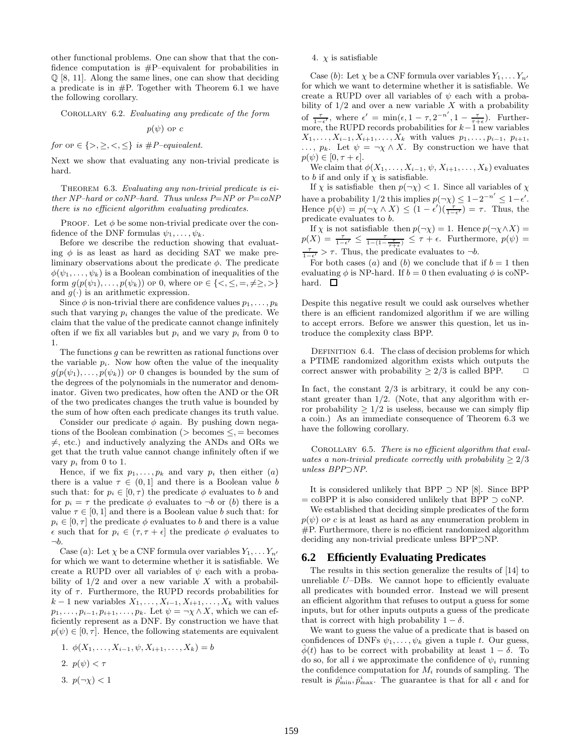other functional problems. One can show that that the confidence computation is #P–equivalent for probabilities in $\mathbb{Q}$ [8, 11]. Along the same lines, one can show that deciding a predicate is in #P. Together with Theorem 6.1 we have the following corollary.

COROLLARY 6.2. *Evaluating any predicate of the form*

$$p(\psi) \text{ OP } c$$

*for* OP $\in \{>, \geq, <, \leq\}$ *is #P–equivalent.*

Next we show that evaluating any non-trivial predicate is hard.

THEOREM 6.3. *Evaluating any non-trivial predicate is either NP–hard or coNP–hard. Thus unless P=NP or P=coNP there is no efficient algorithm evaluating predicates.*

PROOF. Let $\phi$ be some non-trivial predicate over the confidence of the DNF formulas $\psi_1, \ldots, \psi_k$.

Before we describe the reduction showing that evaluating $\phi$ is as least as hard as deciding SAT we make preliminary observations about the predicate $\phi$. The predicate $\phi(\psi_1, \ldots, \psi_k)$ is a Boolean combination of inequalities of the form $g(p(\psi_1), \ldots, p(\psi_k))$ OP 0, where OP $\in \{<, \leq, =, \neq \geq, >\}$ and $g(\cdot)$ is an arithmetic expression.

Since $\phi$ is non-trivial there are confidence values $p_1, \ldots, p_k$ such that varying $p_i$ changes the value of the predicate. We claim that the value of the predicate cannot change infinitely often if we fix all variables but $p_i$ and we vary $p_i$ from 0 to 1.

The functions $g$ can be rewritten as rational functions over the variable $p_i$. Now how often the value of the inequality $g(p(\psi_1), \ldots, p(\psi_k))$ OP 0 changes is bounded by the sum of the degrees of the polynomials in the numerator and denominator. Given two predicates, how often the AND or the OR of the two predicates changes the truth value is bounded by the sum of how often each predicate changes its truth value.

Consider our predicate $\phi$ again. By pushing down negations of the Boolean combination ($>$ becomes $\leq, =$ becomes $\neq$, etc.) and inductively analyzing the ANDs and ORs we get that the truth value cannot change infinitely often if we vary $p_i$ from 0 to 1.

Hence, if we fix $p_1, \ldots, p_k$ and vary $p_i$ then either $(a)$ there is a value $\tau \in (0, 1]$ and there is a Boolean value $b$ such that: for $p_i \in [0, \tau)$ the predicate $\phi$ evaluates to $b$ and for $p_i = \tau$ the predicate $\phi$ evaluates to $\neg b$ or $(b)$ there is a value $\tau \in [0, 1]$ and there is a Boolean value $b$ such that: for $p_i \in [0, \tau]$ the predicate $\phi$ evaluates to $b$ and there is a value $\epsilon$ such that for $p_i \in (\tau, \tau + \epsilon]$ the predicate $\phi$ evaluates to $\neg b$.

Case $(a)$: Let $\chi$ be a CNF formula over variables $Y_1, \ldots Y_{n'}$ for which we want to determine whether it is satisfiable. We create a RUPD over all variables of $\psi$ each with a probability of $1/2$ and over a new variable $X$ with a probability of $\tau$. Furthermore, the RUPD records probabilities for $k-1$ new variables $X_1, \ldots, X_{i-1}, X_{i+1}, \ldots, X_k$ with values $p_1, \ldots, p_{i-1}, p_{i+1}, \ldots, p_k$. Let $\psi = \neg\chi \wedge X$, which we can efficiently represent as a DNF. By construction we have that $p(\psi) \in [0, \tau]$. Hence, the following statements are equivalent

1. $\phi(X_1, \ldots, X_{i-1}, \psi, X_{i+1}, \ldots, X_k) = b$
2. $p(\psi) < \tau$
3. $p(\neg\chi) < 1$
4. $\chi$ is satisfiable

Case $(b)$: Let $\chi$ be a CNF formula over variables $Y_1, \ldots Y_{n'}$ for which we want to determine whether it is satisfiable. We create a RUPD over all variables of $\psi$ each with a probability of $1/2$ and over a new variable $X$ with a probability of $\frac{\tau}{1-\epsilon'}$, where $\epsilon' = \min(\epsilon, 1-\tau, 2^{-n'}, 1 - \frac{\tau}{\tau+\epsilon})$. Furthermore, the RUPD records probabilities for $k-1$ new variables $X_1, \ldots, X_{i-1}, X_{i+1}, \ldots, X_k$ with values $p_1, \ldots, p_{i-1}, p_{i+1}, \ldots, p_k$. Let $\psi = \neg\chi \wedge X$. By construction we have that $p(\psi) \in [0, \tau + \epsilon]$.

We claim that $\phi(X_1, \ldots, X_{i-1}, \psi, X_{i+1}, \ldots, X_k)$ evaluates to $b$ if and only if $\chi$ is satisfiable.

If $\chi$ is satisfiable then $p(\neg\chi) < 1$. Since all variables of $\chi$ have a probability $1/2$ this implies $p(\neg\chi) \leq 1 - 2^{-n'} \leq 1 - \epsilon'$. Hence $p(\psi) = p(\neg\chi \wedge X) \leq (1-\epsilon')(\frac{\tau}{1-\epsilon'}) = \tau$. Thus, the predicate evaluates to $b$.

If $\chi$ is not satisfiable then $p(\neg\chi) = 1$. Hence $p(\neg\chi \wedge X) = p(X) = \frac{\tau}{1-\epsilon'} \leq \frac{\tau}{1-(1-\frac{\tau}{\tau+\epsilon})} \leq \tau + \epsilon$. Furthermore, $p(\psi) = \frac{\tau}{1-\epsilon'} > \tau$. Thus, the predicate evaluates to $\neg b$.

For both cases $(a)$ and $(b)$ we conclude that if $b = 1$ then evaluating $\phi$ is NP-hard. If $b = 0$ then evaluating $\phi$ is coNP-hard. $\square$

Despite this negative result we could ask ourselves whether there is an efficient randomized algorithm if we are willing to accept errors. Before we answer this question, let us introduce the complexity class BPP.

DEFINITION 6.4. The class of decision problems for which a PTIME randomized algorithm exists which outputs the correct answer with probability $\geq 2/3$ is called BPP. $\square$

In fact, the constant $2/3$ is arbitrary, it could be any constant greater than $1/2$. (Note, that any algorithm with error probability $\geq 1/2$ is useless, because we can simply flip a coin.) As an immediate consequence of Theorem 6.3 we have the following corollary.

COROLLARY 6.5. *There is no efficient algorithm that evaluates a non-trivial predicate correctly with probability $\geq 2/3$ unless BPP$\supset$NP.*

It is considered unlikely that BPP $\supset$ NP [8]. Since BPP = coBPP it is also considered unlikely that BPP $\supset$ coNP.

We established that deciding simple predicates of the form $p(\psi)$ OP $c$ is at least as hard as any enumeration problem in #P. Furthermore, there is no efficient randomized algorithm deciding any non-trivial predicate unless BPP$\supset$NP.

## 6.2 Efficiently Evaluating Predicates

The results in this section generalize the results of [14] to unreliable $U$–DBs. We cannot hope to efficiently evaluate all predicates with bounded error. Instead we will present an efficient algorithm that refuses to output a guess for some inputs, but for other inputs outputs a guess of the predicate that is correct with high probability $1 - \delta$.

We want to guess the value of a predicate that is based on confidences of DNFs $\psi_1, \ldots, \psi_k$ given a tuple $t$. Our guess, $\hat{\phi}(t)$ has to be correct with probability at least $1 - \delta$. To do so, for all $i$ we approximate the confidence of $\psi_i$ running the confidence computation for $M_i$ rounds of sampling. The result is $\hat{p}^i_{\min}, \hat{p}^i_{\max}$. The guarantee is that for all $\epsilon$ and for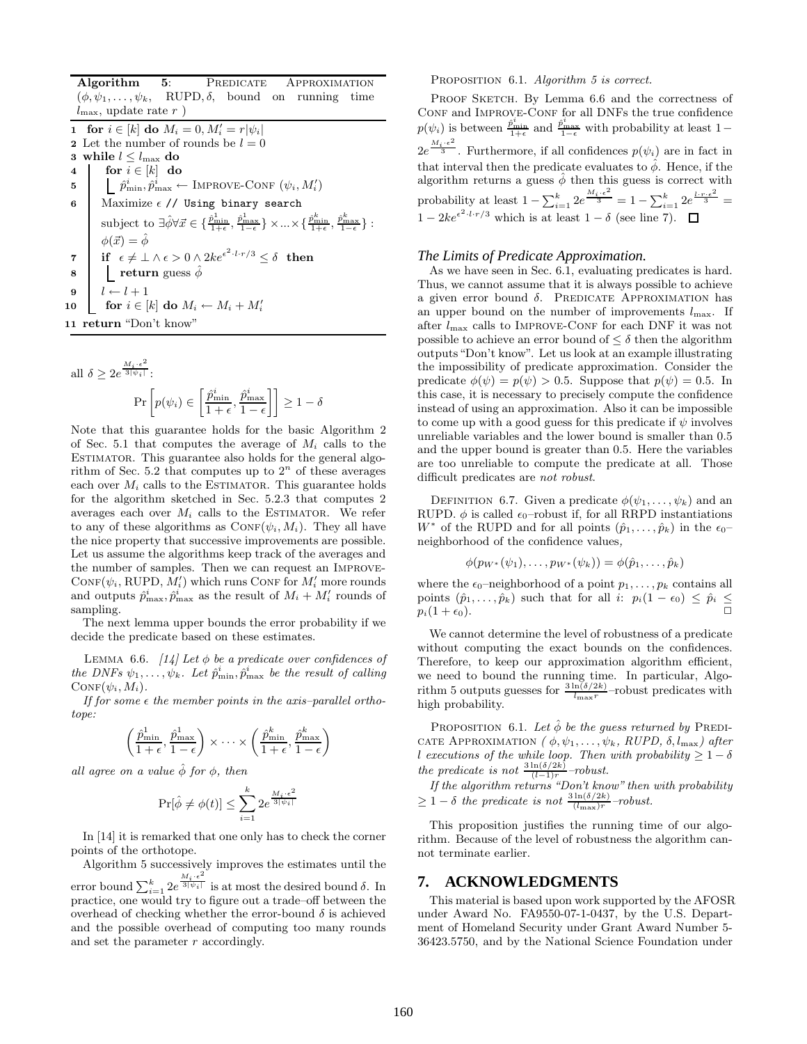**Algorithm 5**: Predicate Approximation ($\phi, \psi_1, \ldots, \psi_k$, RUPD, $\delta$, bound on running time $l_{\max}$, update rate $r$ )

```
1  for i ∈ [k] do M_i = 0, M'_i = r|ψ_i|
2  Let the number of rounds be l = 0
3  while l ≤ l_max do
4      for i ∈ [k] do
5          p̂^i_min, p̂^i_max ← Improve-Conf (ψ_i, M'_i)
6      Maximize ε // Using binary search
       subject to ∃φ̂ ∀x⃗ ∈ {p̂^1_min/(1+ε), p̂^1_max/(1−ε)} × ... × {p̂^k_min/(1+ε), p̂^k_max/(1−ε)} :
       φ(x⃗) = φ̂
7      if ε ≠ ⊥ ∧ ε > 0 ∧ 2k e^{ε²·l·r/3} ≤ δ then
8          return guess φ̂
9      l ← l + 1
10     for i ∈ [k] do M_i ← M_i + M'_i
11 return "Don't know"
```

all $\delta \geq 2e^{\frac{M_i \cdot \epsilon^2}{3|\psi_i|}}$:

$$\Pr\left[p(\psi_i) \in \left[\frac{\hat{p}^i_{\min}}{1+\epsilon}, \frac{\hat{p}^i_{\max}}{1-\epsilon}\right]\right] \geq 1 - \delta$$

Note that this guarantee holds for the basic Algorithm 2 of Sec. 5.1 that computes the average of $M_i$ calls to the Estimator. This guarantee also holds for the general algorithm of Sec. 5.2 that computes up to $2^n$ of these averages each over $M_i$ calls to the Estimator. This guarantee holds for the algorithm sketched in Sec. 5.2.3 that computes 2 averages each over $M_i$ calls to the Estimator. We refer to any of these algorithms as $\text{Conf}(\psi_i, M_i)$. They all have the nice property that successive improvements are possible. Let us assume the algorithms keep track of the averages and the number of samples. Then we can request an $\text{Improve-Conf}(\psi_i, \text{RUPD}, M'_i)$ which runs Conf for $M'_i$ more rounds and outputs $\hat{p}^i_{\max}, \hat{p}^i_{\min}$ as the result of $M_i + M'_i$ rounds of sampling.

The next lemma upper bounds the error probability if we decide the predicate based on these estimates.

Lemma 6.6. *[14] Let $\phi$ be a predicate over confidences of the DNFs $\psi_1, \ldots, \psi_k$. Let $\hat{p}^i_{\min}, \hat{p}^i_{\max}$ be the result of calling $\text{Conf}(\psi_i, M_i)$.*

*If for some $\epsilon$ the member points in the axis–parallel orthotope:*

$$\left(\frac{\hat{p}^1_{\min}}{1+\epsilon}, \frac{\hat{p}^1_{\max}}{1-\epsilon}\right) \times \cdots \times \left(\frac{\hat{p}^k_{\min}}{1+\epsilon}, \frac{\hat{p}^k_{\max}}{1-\epsilon}\right)$$

*all agree on a value $\hat{\phi}$ for $\phi$, then*

$$\Pr[\hat{\phi} \neq \phi(t)] \leq \sum_{i=1}^{k} 2e^{\frac{M_i \cdot \epsilon^2}{3|\psi_i|}}$$

In [14] it is remarked that one only has to check the corner points of the orthotope.

Algorithm 5 successively improves the estimates until the error bound $\sum_{i=1}^{k} 2e^{\frac{M_i \cdot \epsilon^2}{3|\psi_i|}}$ is at most the desired bound $\delta$. In practice, one would try to figure out a trade–off between the overhead of checking whether the error-bound $\delta$ is achieved and the possible overhead of computing too many rounds and set the parameter $r$ accordingly.

Proposition 6.1. *Algorithm 5 is correct.*

Proof Sketch. By Lemma 6.6 and the correctness of Conf and Improve-Conf for all DNFs the true confidence $p(\psi_i)$ is between $\frac{\hat{p}^i_{\min}}{1+\epsilon}$ and $\frac{\hat{p}^i_{\max}}{1-\epsilon}$ with probability at least $1 - 2e^{\frac{M_i \cdot \epsilon^2}{3}}$. Furthermore, if all confidences $p(\psi_i)$ are in fact in that interval then the predicate evaluates to $\hat{\phi}$. Hence, if the algorithm returns a guess $\hat{\phi}$ then this guess is correct with probability at least $1 - \sum_{i=1}^{k} 2e^{\frac{M_i \cdot \epsilon^2}{3}} = 1 - \sum_{i=1}^{k} 2e^{\frac{l \cdot r \cdot \epsilon^2}{3}} = 1 - 2ke^{\epsilon^2 \cdot l \cdot r/3}$ which is at least $1 - \delta$ (see line 7). ☐

### *The Limits of Predicate Approximation.*

As we have seen in Sec. 6.1, evaluating predicates is hard. Thus, we cannot assume that it is always possible to achieve a given error bound $\delta$. Predicate Approximation has an upper bound on the number of improvements $l_{\max}$. If after $l_{\max}$ calls to Improve-Conf for each DNF it was not possible to achieve an error bound of $\leq \delta$ then the algorithm outputs "Don't know". Let us look at an example illustrating the impossibility of predicate approximation. Consider the predicate $\phi(\psi) = p(\psi) > 0.5$. Suppose that $p(\psi) = 0.5$. In this case, it is necessary to precisely compute the confidence instead of using an approximation. Also it can be impossible to come up with a good guess for this predicate if $\psi$ involves unreliable variables and the lower bound is smaller than 0.5 and the upper bound is greater than 0.5. Here the variables are too unreliable to compute the predicate at all. Those difficult predicates are *not robust*.

Definition 6.7. Given a predicate $\phi(\psi_1, \ldots, \psi_k)$ and an RUPD. $\phi$ is called $\epsilon_0$–robust if, for all RRPD instantiations $W^*$ of the RUPD and for all points $(\hat{p}_1, \ldots, \hat{p}_k)$ in the $\epsilon_0$–neighborhood of the confidence values,

$$\phi(p_{W^*}(\psi_1), \ldots, p_{W^*}(\psi_k)) = \phi(\hat{p}_1, \ldots, \hat{p}_k)$$

where the $\epsilon_0$–neighborhood of a point $p_1, \ldots, p_k$ contains all points $(\hat{p}_1, \ldots, \hat{p}_k)$ such that for all $i$: $p_i(1 - \epsilon_0) \leq \hat{p}_i \leq p_i(1 + \epsilon_0)$. ☐

We cannot determine the level of robustness of a predicate without computing the exact bounds on the confidences. Therefore, to keep our approximation algorithm efficient, we need to bound the running time. In particular, Algorithm 5 outputs guesses for $\frac{3\ln(\delta/2k)}{l_{\max} r}$–robust predicates with high probability.

Proposition 6.1. *Let $\hat{\phi}$ be the guess returned by* Predicate Approximation *( $\phi, \psi_1, \ldots, \psi_k$, RUPD, $\delta, l_{\max}$) after $l$ executions of the while loop. Then with probability $\geq 1 - \delta$ the predicate is not $\frac{3\ln(\delta/2k)}{(l-1)r}$–robust.*

*If the algorithm returns "Don't know" then with probability $\geq 1 - \delta$ the predicate is not $\frac{3\ln(\delta/2k)}{(l_{\max})r}$–robust.*

This proposition justifies the running time of our algorithm. Because of the level of robustness the algorithm cannot terminate earlier.

## 7. ACKNOWLEDGMENTS

This material is based upon work supported by the AFOSR under Award No. FA9550-07-1-0437, by the U.S. Department of Homeland Security under Grant Award Number 5-36423.5750, and by the National Science Foundation under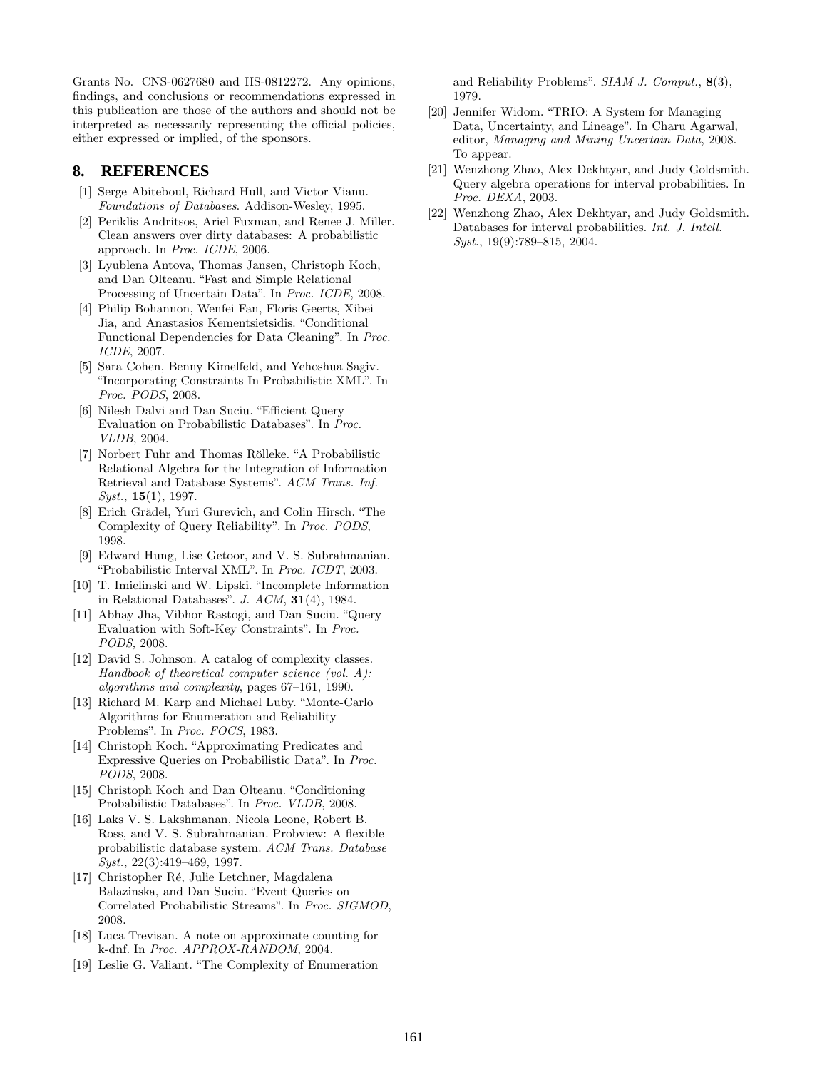Grants No. CNS-0627680 and IIS-0812272. Any opinions, findings, and conclusions or recommendations expressed in this publication are those of the authors and should not be interpreted as necessarily representing the official policies, either expressed or implied, of the sponsors.

## 8. REFERENCES

[1] Serge Abiteboul, Richard Hull, and Victor Vianu. *Foundations of Databases*. Addison-Wesley, 1995.

[2] Periklis Andritsos, Ariel Fuxman, and Renee J. Miller. Clean answers over dirty databases: A probabilistic approach. In *Proc. ICDE*, 2006.

[3] Lyublena Antova, Thomas Jansen, Christoph Koch, and Dan Olteanu. "Fast and Simple Relational Processing of Uncertain Data". In *Proc. ICDE*, 2008.

[4] Philip Bohannon, Wenfei Fan, Floris Geerts, Xibei Jia, and Anastasios Kementsietsidis. "Conditional Functional Dependencies for Data Cleaning". In *Proc. ICDE*, 2007.

[5] Sara Cohen, Benny Kimelfeld, and Yehoshua Sagiv. "Incorporating Constraints In Probabilistic XML". In *Proc. PODS*, 2008.

[6] Nilesh Dalvi and Dan Suciu. "Efficient Query Evaluation on Probabilistic Databases". In *Proc. VLDB*, 2004.

[7] Norbert Fuhr and Thomas Rölleke. "A Probabilistic Relational Algebra for the Integration of Information Retrieval and Database Systems". *ACM Trans. Inf. Syst.*, **15**(1), 1997.

[8] Erich Grädel, Yuri Gurevich, and Colin Hirsch. "The Complexity of Query Reliability". In *Proc. PODS*, 1998.

[9] Edward Hung, Lise Getoor, and V. S. Subrahmanian. "Probabilistic Interval XML". In *Proc. ICDT*, 2003.

[10] T. Imielinski and W. Lipski. "Incomplete Information in Relational Databases". *J. ACM*, **31**(4), 1984.

[11] Abhay Jha, Vibhor Rastogi, and Dan Suciu. "Query Evaluation with Soft-Key Constraints". In *Proc. PODS*, 2008.

[12] David S. Johnson. A catalog of complexity classes. *Handbook of theoretical computer science (vol. A): algorithms and complexity*, pages 67–161, 1990.

[13] Richard M. Karp and Michael Luby. "Monte-Carlo Algorithms for Enumeration and Reliability Problems". In *Proc. FOCS*, 1983.

[14] Christoph Koch. "Approximating Predicates and Expressive Queries on Probabilistic Data". In *Proc. PODS*, 2008.

[15] Christoph Koch and Dan Olteanu. "Conditioning Probabilistic Databases". In *Proc. VLDB*, 2008.

[16] Laks V. S. Lakshmanan, Nicola Leone, Robert B. Ross, and V. S. Subrahmanian. Probview: A flexible probabilistic database system. *ACM Trans. Database Syst.*, 22(3):419–469, 1997.

[17] Christopher Ré, Julie Letchner, Magdalena Balazinska, and Dan Suciu. "Event Queries on Correlated Probabilistic Streams". In *Proc. SIGMOD*, 2008.

[18] Luca Trevisan. A note on approximate counting for k-dnf. In *Proc. APPROX-RANDOM*, 2004.

[19] Leslie G. Valiant. "The Complexity of Enumeration and Reliability Problems". *SIAM J. Comput.*, **8**(3), 1979.

[20] Jennifer Widom. "TRIO: A System for Managing Data, Uncertainty, and Lineage". In Charu Agarwal, editor, *Managing and Mining Uncertain Data*, 2008. To appear.

[21] Wenzhong Zhao, Alex Dekhtyar, and Judy Goldsmith. Query algebra operations for interval probabilities. In *Proc. DEXA*, 2003.

[22] Wenzhong Zhao, Alex Dekhtyar, and Judy Goldsmith. Databases for interval probabilities. *Int. J. Intell. Syst.*, 19(9):789–815, 2004.